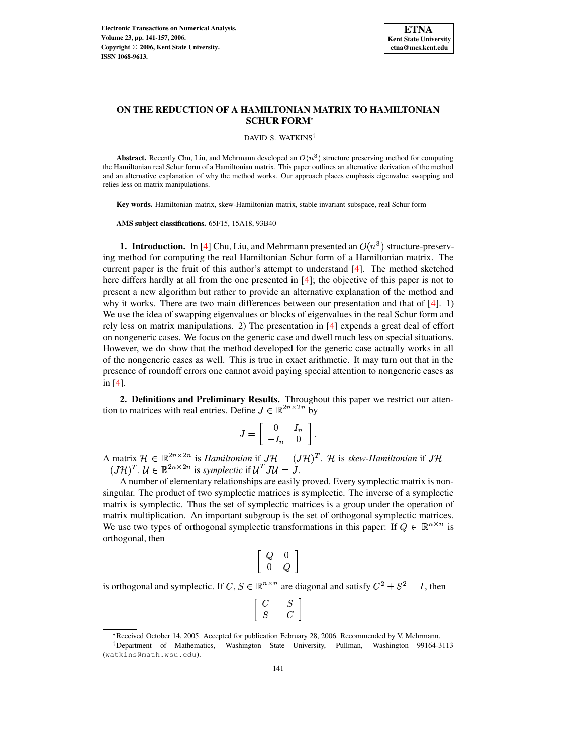# ON THE REDUCTION OF A HAMILTONIAN MATRIX TO HAMILTONIAN SCHUR FORM*

DAVID S. WATKINS†

**Abstract.** Recently Chu, Liu, and Mehrmann developed an $O(n^3)$ structure preserving method for computing the Hamiltonian real Schur form of a Hamiltonian matrix. This paper outlines an alternative derivation of the method and an alternative explanation of why the method works. Our approach places emphasis eigenvalue swapping and relies less on matrix manipulations.

**Key words.** Hamiltonian matrix, skew-Hamiltonian matrix, stable invariant subspace, real Schur form

**AMS subject classifications.** 65F15, 15A18, 93B40

**1. Introduction.** In [4] Chu, Liu, and Mehrmann presented an $O(n^3)$ structure-preserving method for computing the real Hamiltonian Schur form of a Hamiltonian matrix. The current paper is the fruit of this author's attempt to understand [4]. The method sketched here differs hardly at all from the one presented in [4]; the objective of this paper is not to present a new algorithm but rather to provide an alternative explanation of the method and why it works. There are two main differences between our presentation and that of [4]. 1) We use the idea of swapping eigenvalues or blocks of eigenvalues in the real Schur form and rely less on matrix manipulations. 2) The presentation in [4] expends a great deal of effort on nongeneric cases. We focus on the generic case and dwell much less on special situations. However, we do show that the method developed for the generic case actually works in all of the nongeneric cases as well. This is true in exact arithmetic. It may turn out that in the presence of roundoff errors one cannot avoid paying special attention to nongeneric cases as in [4].

**2. Definitions and Preliminary Results.** Throughout this paper we restrict our attention to matrices with real entries. Define $J \in \mathbb{R}^{2n\times 2n}$ by

$$J = \begin{bmatrix} 0 & I_n \\ -I_n & 0 \end{bmatrix}.$$

A matrix $\mathcal{H} \in \mathbb{R}^{2n\times 2n}$ is *Hamiltonian* if $J\mathcal{H} = (J\mathcal{H})^T$. $\mathcal{H}$ is *skew-Hamiltonian* if $J\mathcal{H} = -(J\mathcal{H})^T$. $\mathcal{U} \in \mathbb{R}^{2n\times 2n}$ is *symplectic* if $\mathcal{U}^T J \mathcal{U} = J$.

A number of elementary relationships are easily proved. Every symplectic matrix is nonsingular. The product of two symplectic matrices is symplectic. The inverse of a symplectic matrix is symplectic. Thus the set of symplectic matrices is a group under the operation of matrix multiplication. An important subgroup is the set of orthogonal symplectic matrices. We use two types of orthogonal symplectic transformations in this paper: If $Q \in \mathbb{R}^{n\times n}$ is orthogonal, then

$$\begin{bmatrix} Q & 0 \\ 0 & Q \end{bmatrix}$$

is orthogonal and symplectic. If $C, S \in \mathbb{R}^{n\times n}$ are diagonal and satisfy $C^2 + S^2 = I$, then

$$\begin{bmatrix} C & -S \\ S & C \end{bmatrix}$$

*Received October 14, 2005. Accepted for publication February 28, 2006. Recommended by V. Mehrmann.

†Department of Mathematics, Washington State University, Pullman, Washington 99164-3113 (watkins@math.wsu.edu).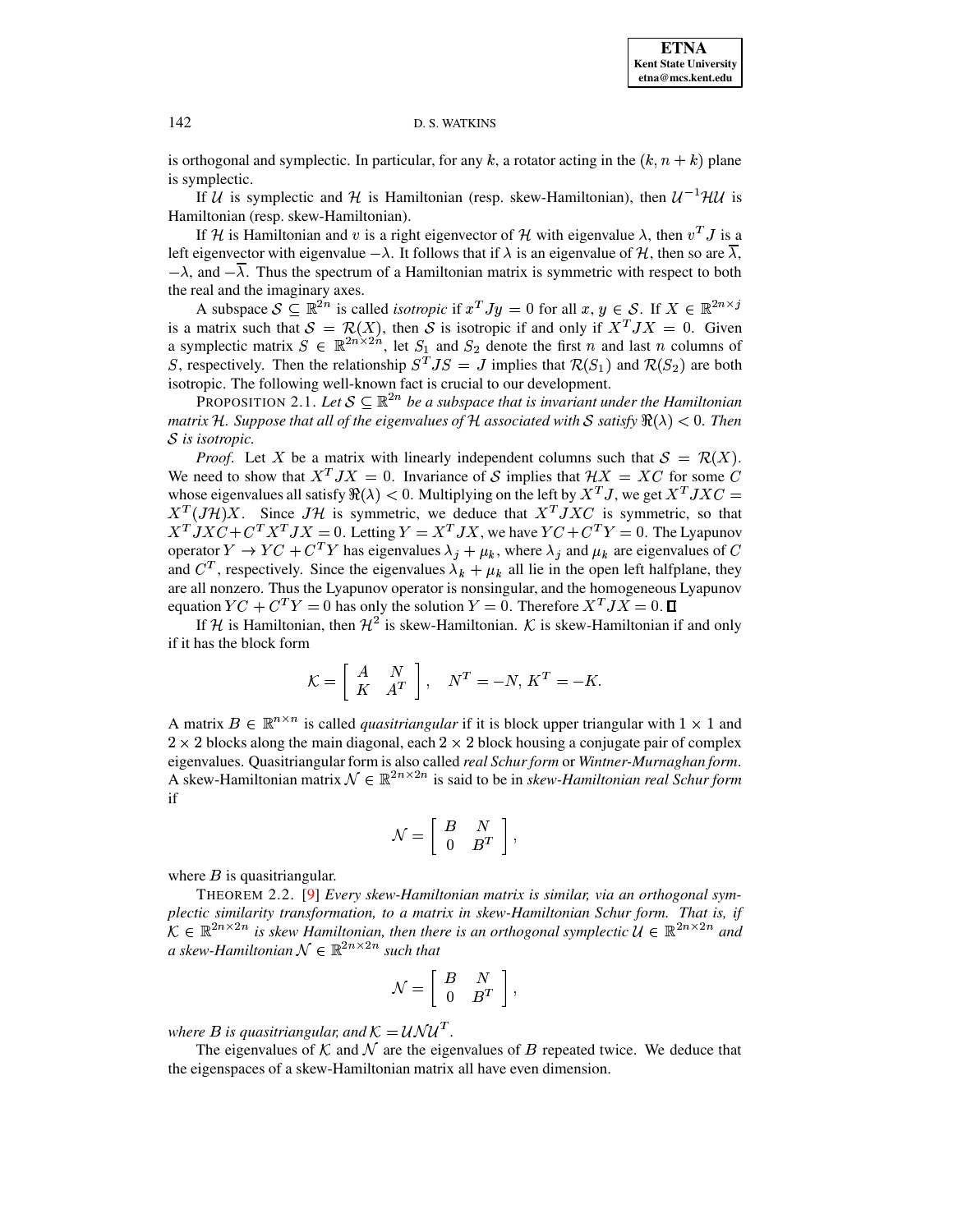is orthogonal and symplectic. In particular, for any $k$, a rotator acting in the $(k, n+k)$ plane is symplectic.

If $\mathcal{U}$ is symplectic and $\mathcal{H}$ is Hamiltonian (resp. skew-Hamiltonian), then $\mathcal{U}^{-1}\mathcal{H}\mathcal{U}$ is Hamiltonian (resp. skew-Hamiltonian).

If $\mathcal{H}$ is Hamiltonian and $v$ is a right eigenvector of $\mathcal{H}$ with eigenvalue $\lambda$, then $v^T J$ is a left eigenvector with eigenvalue $-\lambda$. It follows that if $\lambda$ is an eigenvalue of $\mathcal{H}$, then so are $\overline{\lambda}$, $-\lambda$, and $-\overline{\lambda}$. Thus the spectrum of a Hamiltonian matrix is symmetric with respect to both the real and the imaginary axes.

A subspace $\mathcal{S} \subseteq \mathbb{R}^{2n}$ is called *isotropic* if $x^T J y = 0$ for all $x, y \in \mathcal{S}$. If $X \in \mathbb{R}^{2n \times j}$ is a matrix such that $\mathcal{S} = \mathcal{R}(X)$, then $\mathcal{S}$ is isotropic if and only if $X^T J X = 0$. Given a symplectic matrix $S \in \mathbb{R}^{2n \times 2n}$, let $S_1$ and $S_2$ denote the first $n$ and last $n$ columns of $S$, respectively. Then the relationship $S^T J S = J$ implies that $\mathcal{R}(S_1)$ and $\mathcal{R}(S_2)$ are both isotropic. The following well-known fact is crucial to our development.

PROPOSITION 2.1. *Let $\mathcal{S} \subseteq \mathbb{R}^{2n}$ be a subspace that is invariant under the Hamiltonian matrix $\mathcal{H}$. Suppose that all of the eigenvalues of $\mathcal{H}$ associated with $\mathcal{S}$ satisfy $\Re(\lambda) < 0$. Then $\mathcal{S}$ is isotropic.*

*Proof.* Let $X$ be a matrix with linearly independent columns such that $\mathcal{S} = \mathcal{R}(X)$. We need to show that $X^T J X = 0$. Invariance of $\mathcal{S}$ implies that $\mathcal{H}X = XC$ for some $C$ whose eigenvalues all satisfy $\Re(\lambda) < 0$. Multiplying on the left by $X^T J$, we get $X^T J X C = X^T (J\mathcal{H}) X$. Since $J\mathcal{H}$ is symmetric, we deduce that $X^T J X C$ is symmetric, so that $X^T J X C + C^T X^T J X = 0$. Letting $Y = X^T J X$, we have $YC + C^T Y = 0$. The Lyapunov operator $Y \to YC + C^T Y$ has eigenvalues $\lambda_j + \mu_k$, where $\lambda_j$ and $\mu_k$ are eigenvalues of $C$ and $C^T$, respectively. Since the eigenvalues $\lambda_k + \mu_k$ all lie in the open left halfplane, they are all nonzero. Thus the Lyapunov operator is nonsingular, and the homogeneous Lyapunov equation $YC + C^T Y = 0$ has only the solution $Y = 0$. Therefore $X^T J X = 0$. ∎

If $\mathcal{H}$ is Hamiltonian, then $\mathcal{H}^2$ is skew-Hamiltonian. $\mathcal{K}$ is skew-Hamiltonian if and only if it has the block form

$$\mathcal{K} = \begin{bmatrix} A & N \\ K & A^T \end{bmatrix}, \quad N^T = -N, \, K^T = -K.$$

A matrix $B \in \mathbb{R}^{n \times n}$ is called *quasitriangular* if it is block upper triangular with $1 \times 1$ and $2 \times 2$ blocks along the main diagonal, each $2 \times 2$ block housing a conjugate pair of complex eigenvalues. Quasitriangular form is also called *real Schur form* or *Wintner-Murnaghan form*. A skew-Hamiltonian matrix $\mathcal{N} \in \mathbb{R}^{2n \times 2n}$ is said to be in *skew-Hamiltonian real Schur form* if

$$\mathcal{N} = \begin{bmatrix} B & N \\ 0 & B^T \end{bmatrix},$$

where $B$ is quasitriangular.

THEOREM 2.2. [9] *Every skew-Hamiltonian matrix is similar, via an orthogonal symplectic similarity transformation, to a matrix in skew-Hamiltonian Schur form. That is, if $\mathcal{K} \in \mathbb{R}^{2n \times 2n}$ is skew Hamiltonian, then there is an orthogonal symplectic $\mathcal{U} \in \mathbb{R}^{2n \times 2n}$ and a skew-Hamiltonian $\mathcal{N} \in \mathbb{R}^{2n \times 2n}$ such that*

$$\mathcal{N} = \begin{bmatrix} B & N \\ 0 & B^T \end{bmatrix},$$

*where $B$ is quasitriangular, and $\mathcal{K} = \mathcal{U}\mathcal{N}\mathcal{U}^T$.*

The eigenvalues of $\mathcal{K}$ and $\mathcal{N}$ are the eigenvalues of $B$ repeated twice. We deduce that the eigenspaces of a skew-Hamiltonian matrix all have even dimension.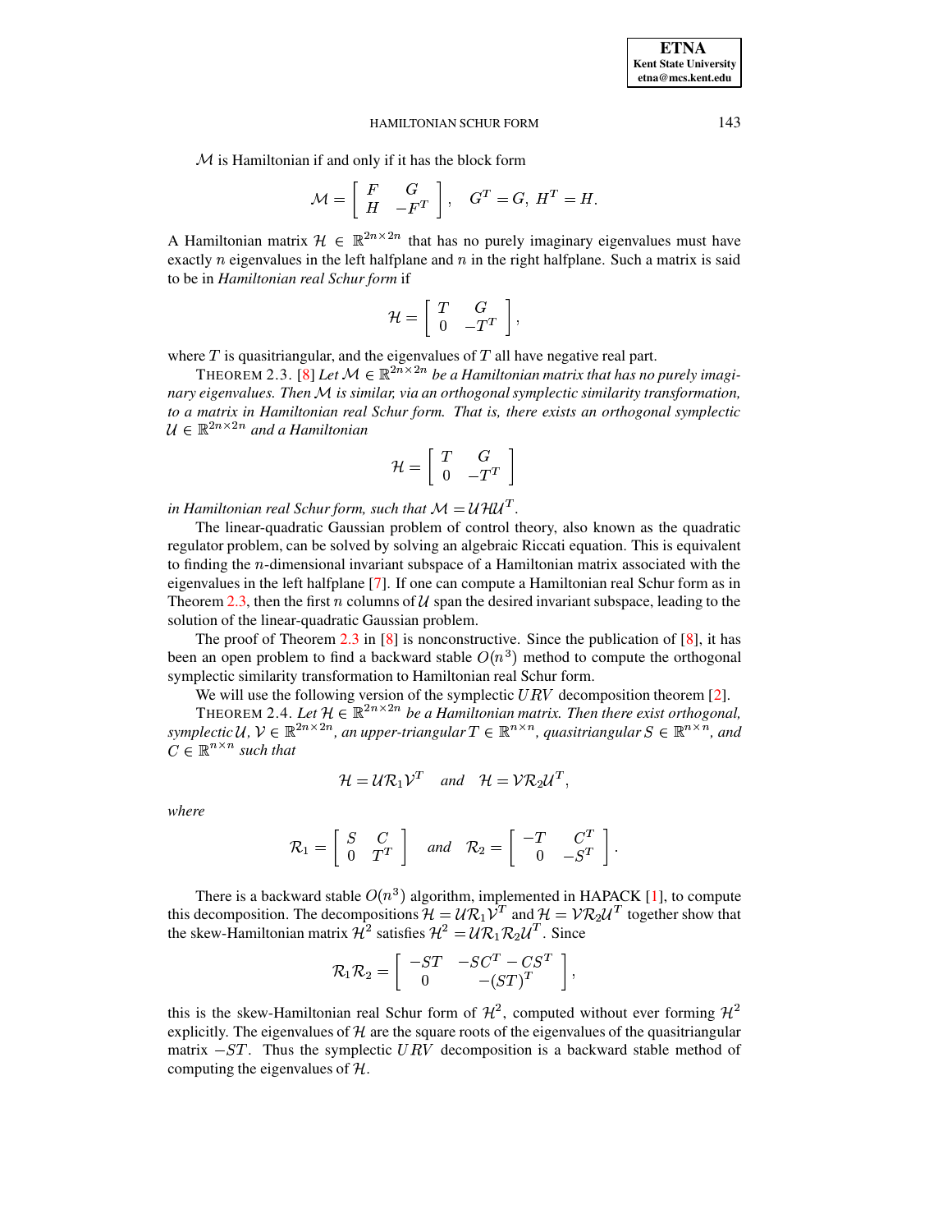$\mathcal{M}$ is Hamiltonian if and only if it has the block form

$$\mathcal{M} = \begin{bmatrix} F & G \\ H & -F^T \end{bmatrix}, \quad G^T = G, \; H^T = H.$$

A Hamiltonian matrix $\mathcal{H} \in \mathbb{R}^{2n \times 2n}$ that has no purely imaginary eigenvalues must have exactly $n$ eigenvalues in the left halfplane and $n$ in the right halfplane. Such a matrix is said to be in *Hamiltonian real Schur form* if

$$\mathcal{H} = \begin{bmatrix} T & G \\ 0 & -T^T \end{bmatrix},$$

where $T$ is quasitriangular, and the eigenvalues of $T$ all have negative real part.

THEOREM 2.3. [8] *Let $\mathcal{M} \in \mathbb{R}^{2n \times 2n}$ be a Hamiltonian matrix that has no purely imaginary eigenvalues. Then $\mathcal{M}$ is similar, via an orthogonal symplectic similarity transformation, to a matrix in Hamiltonian real Schur form. That is, there exists an orthogonal symplectic $\mathcal{U} \in \mathbb{R}^{2n \times 2n}$ and a Hamiltonian*

$$\mathcal{H} = \begin{bmatrix} T & G \\ 0 & -T^T \end{bmatrix}$$

*in Hamiltonian real Schur form, such that $\mathcal{M} = \mathcal{U}\mathcal{H}\mathcal{U}^T$.*

The linear-quadratic Gaussian problem of control theory, also known as the quadratic regulator problem, can be solved by solving an algebraic Riccati equation. This is equivalent to finding the $n$-dimensional invariant subspace of a Hamiltonian matrix associated with the eigenvalues in the left halfplane [7]. If one can compute a Hamiltonian real Schur form as in Theorem 2.3, then the first $n$ columns of $\mathcal{U}$ span the desired invariant subspace, leading to the solution of the linear-quadratic Gaussian problem.

The proof of Theorem 2.3 in [8] is nonconstructive. Since the publication of [8], it has been an open problem to find a backward stable $O(n^3)$ method to compute the orthogonal symplectic similarity transformation to Hamiltonian real Schur form.

We will use the following version of the symplectic $URV$ decomposition theorem [2].

THEOREM 2.4. *Let $\mathcal{H} \in \mathbb{R}^{2n \times 2n}$ be a Hamiltonian matrix. Then there exist orthogonal, symplectic $\mathcal{U}$, $\mathcal{V} \in \mathbb{R}^{2n \times 2n}$, an upper-triangular $T \in \mathbb{R}^{n \times n}$, quasitriangular $S \in \mathbb{R}^{n \times n}$, and $C \in \mathbb{R}^{n \times n}$ such that*

$$\mathcal{H} = \mathcal{U}\mathcal{R}_1\mathcal{V}^T \quad \textit{and} \quad \mathcal{H} = \mathcal{V}\mathcal{R}_2\mathcal{U}^T,$$

*where*

$$\mathcal{R}_1 = \begin{bmatrix} S & C \\ 0 & T^T \end{bmatrix} \quad \textit{and} \quad \mathcal{R}_2 = \begin{bmatrix} -T & C^T \\ 0 & -S^T \end{bmatrix}.$$

There is a backward stable $O(n^3)$ algorithm, implemented in HAPACK [1], to compute this decomposition. The decompositions $\mathcal{H} = \mathcal{U}\mathcal{R}_1\mathcal{V}^T$ and $\mathcal{H} = \mathcal{V}\mathcal{R}_2\mathcal{U}^T$ together show that the skew-Hamiltonian matrix $\mathcal{H}^2$ satisfies $\mathcal{H}^2 = \mathcal{U}\mathcal{R}_1\mathcal{R}_2\mathcal{U}^T$. Since

$$\mathcal{R}_1\mathcal{R}_2 = \begin{bmatrix} -ST & -SC^T - CS^T \\ 0 & -(ST)^T \end{bmatrix},$$

this is the skew-Hamiltonian real Schur form of $\mathcal{H}^2$, computed without ever forming $\mathcal{H}^2$ explicitly. The eigenvalues of $\mathcal{H}$ are the square roots of the eigenvalues of the quasitriangular matrix $-ST$. Thus the symplectic $URV$ decomposition is a backward stable method of computing the eigenvalues of $\mathcal{H}$.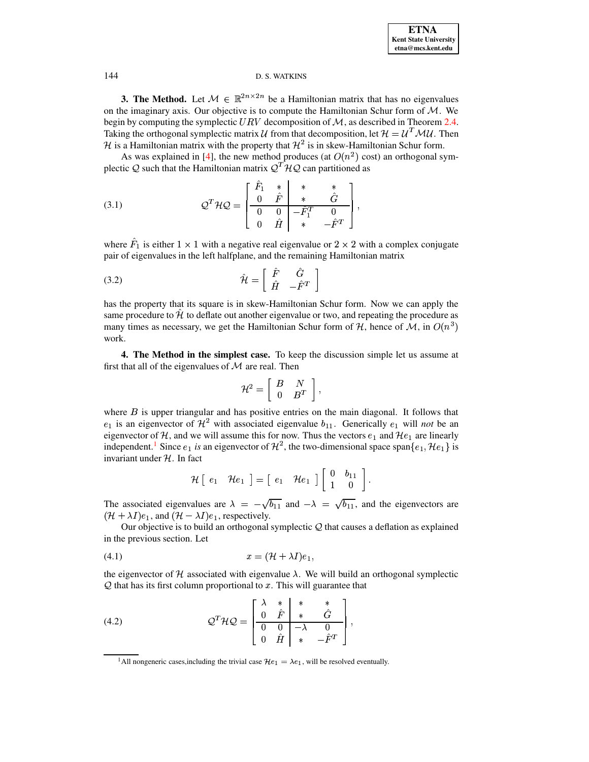**3. The Method.** Let $\mathcal{M} \in \mathbb{R}^{2n\times 2n}$ be a Hamiltonian matrix that has no eigenvalues on the imaginary axis. Our objective is to compute the Hamiltonian Schur form of $\mathcal{M}$. We begin by computing the symplectic $URV$ decomposition of $\mathcal{M}$, as described in Theorem 2.4. Taking the orthogonal symplectic matrix $\mathcal{U}$ from that decomposition, let $\mathcal{H} = \mathcal{U}^T\mathcal{M}\mathcal{U}$. Then $\mathcal{H}$ is a Hamiltonian matrix with the property that $\mathcal{H}^2$ is in skew-Hamiltonian Schur form.

As was explained in [4], the new method produces (at $O(n^2)$ cost) an orthogonal symplectic $\mathcal{Q}$ such that the Hamiltonian matrix $\mathcal{Q}^T\mathcal{H}\mathcal{Q}$ can partitioned as

$$
\mathcal{Q}^T\mathcal{H}\mathcal{Q} = \left[\begin{array}{cc|cc} \hat{F}_1 & * & * & * \\ 0 & \hat{F} & * & \hat{G} \\ \hline 0 & 0 & -\hat{F}_1^T & 0 \\ 0 & \hat{H} & * & -\hat{F}^T \end{array}\right], \tag{3.1}
$$

where $\hat{F}_1$ is either $1\times 1$ with a negative real eigenvalue or $2\times 2$ with a complex conjugate pair of eigenvalues in the left halfplane, and the remaining Hamiltonian matrix

$$
\hat{\mathcal{H}} = \left[\begin{array}{cc} \hat{F} & \hat{G} \\ \hat{H} & -\hat{F}^T \end{array}\right] \tag{3.2}
$$

has the property that its square is in skew-Hamiltonian Schur form. Now we can apply the same procedure to $\hat{\mathcal{H}}$ to deflate out another eigenvalue or two, and repeating the procedure as many times as necessary, we get the Hamiltonian Schur form of $\mathcal{H}$, hence of $\mathcal{M}$, in $O(n^3)$ work.

**4. The Method in the simplest case.** To keep the discussion simple let us assume at first that all of the eigenvalues of $\mathcal{M}$ are real. Then

$$
\mathcal{H}^2 = \left[\begin{array}{cc} B & N \\ 0 & B^T \end{array}\right],
$$

where $B$ is upper triangular and has positive entries on the main diagonal. It follows that $e_1$ is an eigenvector of $\mathcal{H}^2$ with associated eigenvalue $b_{11}$. Generically $e_1$ will *not* be an eigenvector of $\mathcal{H}$, and we will assume this for now. Thus the vectors $e_1$ and $\mathcal{H}e_1$ are linearly independent.[1] Since $e_1$ *is* an eigenvector of $\mathcal{H}^2$, the two-dimensional space span$\{e_1, \mathcal{H}e_1\}$ is invariant under $\mathcal{H}$. In fact

$$
\mathcal{H}\left[\begin{array}{cc} e_1 & \mathcal{H}e_1 \end{array}\right] = \left[\begin{array}{cc} e_1 & \mathcal{H}e_1 \end{array}\right]\left[\begin{array}{cc} 0 & b_{11} \\ 1 & 0 \end{array}\right].
$$

The associated eigenvalues are $\lambda = -\sqrt{b_{11}}$ and $-\lambda = \sqrt{b_{11}}$, and the eigenvectors are $(\mathcal{H}+\lambda I)e_1$, and $(\mathcal{H}-\lambda I)e_1$, respectively.

Our objective is to build an orthogonal symplectic $\mathcal{Q}$ that causes a deflation as explained in the previous section. Let

$$
x = (\mathcal{H}+\lambda I)e_1, \tag{4.1}
$$

the eigenvector of $\mathcal{H}$ associated with eigenvalue $\lambda$. We will build an orthogonal symplectic $\mathcal{Q}$ that has its first column proportional to $x$. This will guarantee that

$$
\mathcal{Q}^T\mathcal{H}\mathcal{Q} = \left[\begin{array}{cc|cc} \lambda & * & * & * \\ 0 & \hat{F} & * & \hat{G} \\ \hline 0 & 0 & -\lambda & 0 \\ 0 & \hat{H} & * & -\hat{F}^T \end{array}\right], \tag{4.2}
$$

[1] All nongeneric cases,including the trivial case $\mathcal{H}e_1 = \lambda e_1$, will be resolved eventually.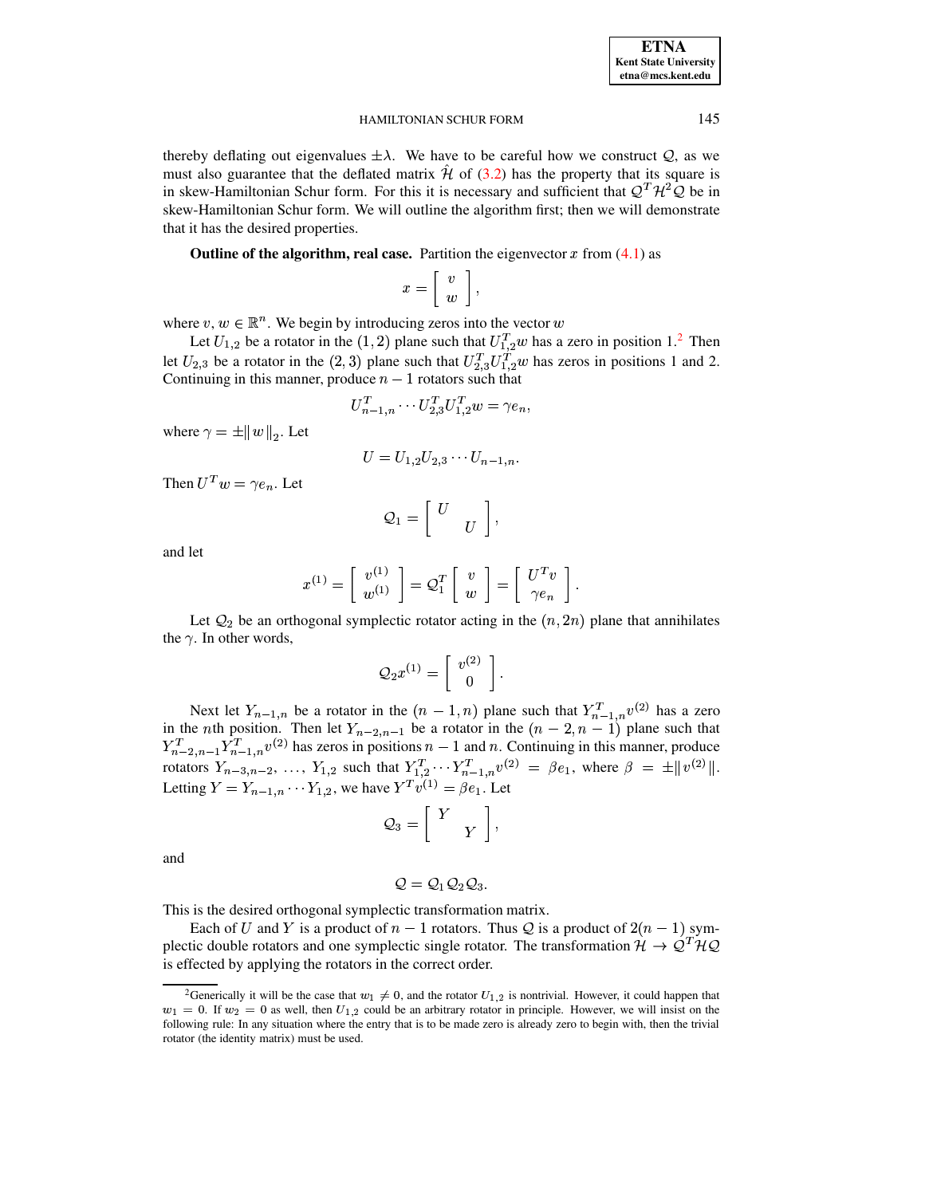thereby deflating out eigenvalues $\pm\lambda$. We have to be careful how we construct $\mathcal{Q}$, as we must also guarantee that the deflated matrix $\hat{\mathcal{H}}$ of (3.2) has the property that its square is in skew-Hamiltonian Schur form. For this it is necessary and sufficient that $\mathcal{Q}^T\mathcal{H}^2\mathcal{Q}$ be in skew-Hamiltonian Schur form. We will outline the algorithm first; then we will demonstrate that it has the desired properties.

**Outline of the algorithm, real case.** Partition the eigenvector $x$ from (4.1) as

$$x = \begin{bmatrix} v \\ w \end{bmatrix},$$

where $v, w \in \mathbb{R}^n$. We begin by introducing zeros into the vector $w$

Let $U_{1,2}$ be a rotator in the $(1,2)$ plane such that $U_{1,2}^T w$ has a zero in position 1.[2] Then let $U_{2,3}$ be a rotator in the $(2,3)$ plane such that $U_{2,3}^T U_{1,2}^T w$ has zeros in positions 1 and 2. Continuing in this manner, produce $n-1$ rotators such that

$$U_{n-1,n}^T \cdots U_{2,3}^T U_{1,2}^T w = \gamma e_n,$$

where $\gamma = \pm\| w \|_2$. Let

$$U = U_{1,2} U_{2,3} \cdots U_{n-1,n}.$$

Then $U^T w = \gamma e_n$. Let

$$\mathcal{Q}_1 = \begin{bmatrix} U & \\ & U \end{bmatrix},$$

and let

$$x^{(1)} = \begin{bmatrix} v^{(1)} \\ w^{(1)} \end{bmatrix} = \mathcal{Q}_1^T \begin{bmatrix} v \\ w \end{bmatrix} = \begin{bmatrix} U^T v \\ \gamma e_n \end{bmatrix}.$$

Let $\mathcal{Q}_2$ be an orthogonal symplectic rotator acting in the $(n, 2n)$ plane that annihilates the $\gamma$. In other words,

$$\mathcal{Q}_2 x^{(1)} = \begin{bmatrix} v^{(2)} \\ 0 \end{bmatrix}.$$

Next let $Y_{n-1,n}$ be a rotator in the $(n-1,n)$ plane such that $Y_{n-1,n}^T v^{(2)}$ has a zero in the $n$th position. Then let $Y_{n-2,n-1}$ be a rotator in the $(n-2, n-1)$ plane such that $Y_{n-2,n-1}^T Y_{n-1,n}^T v^{(2)}$ has zeros in positions $n-1$ and $n$. Continuing in this manner, produce rotators $Y_{n-3,n-2}, \ldots, Y_{1,2}$ such that $Y_{1,2}^T \cdots Y_{n-1,n}^T v^{(2)} = \beta e_1$, where $\beta = \pm\| v^{(2)} \|$. Letting $Y = Y_{n-1,n} \cdots Y_{1,2}$, we have $Y^T v^{(1)} = \beta e_1$. Let

$$\mathcal{Q}_3 = \begin{bmatrix} Y & \\ & Y \end{bmatrix},$$

and

$$\mathcal{Q} = \mathcal{Q}_1 \mathcal{Q}_2 \mathcal{Q}_3.$$

This is the desired orthogonal symplectic transformation matrix.

Each of $U$ and $Y$ is a product of $n-1$ rotators. Thus $\mathcal{Q}$ is a product of $2(n-1)$ symplectic double rotators and one symplectic single rotator. The transformation $\mathcal{H} \to \mathcal{Q}^T\mathcal{H}\mathcal{Q}$ is effected by applying the rotators in the correct order.

[2] Generically it will be the case that $w_1 \neq 0$, and the rotator $U_{1,2}$ is nontrivial. However, it could happen that $w_1 = 0$. If $w_2 = 0$ as well, then $U_{1,2}$ could be an arbitrary rotator in principle. However, we will insist on the following rule: In any situation where the entry that is to be made zero is already zero to begin with, then the trivial rotator (the identity matrix) must be used.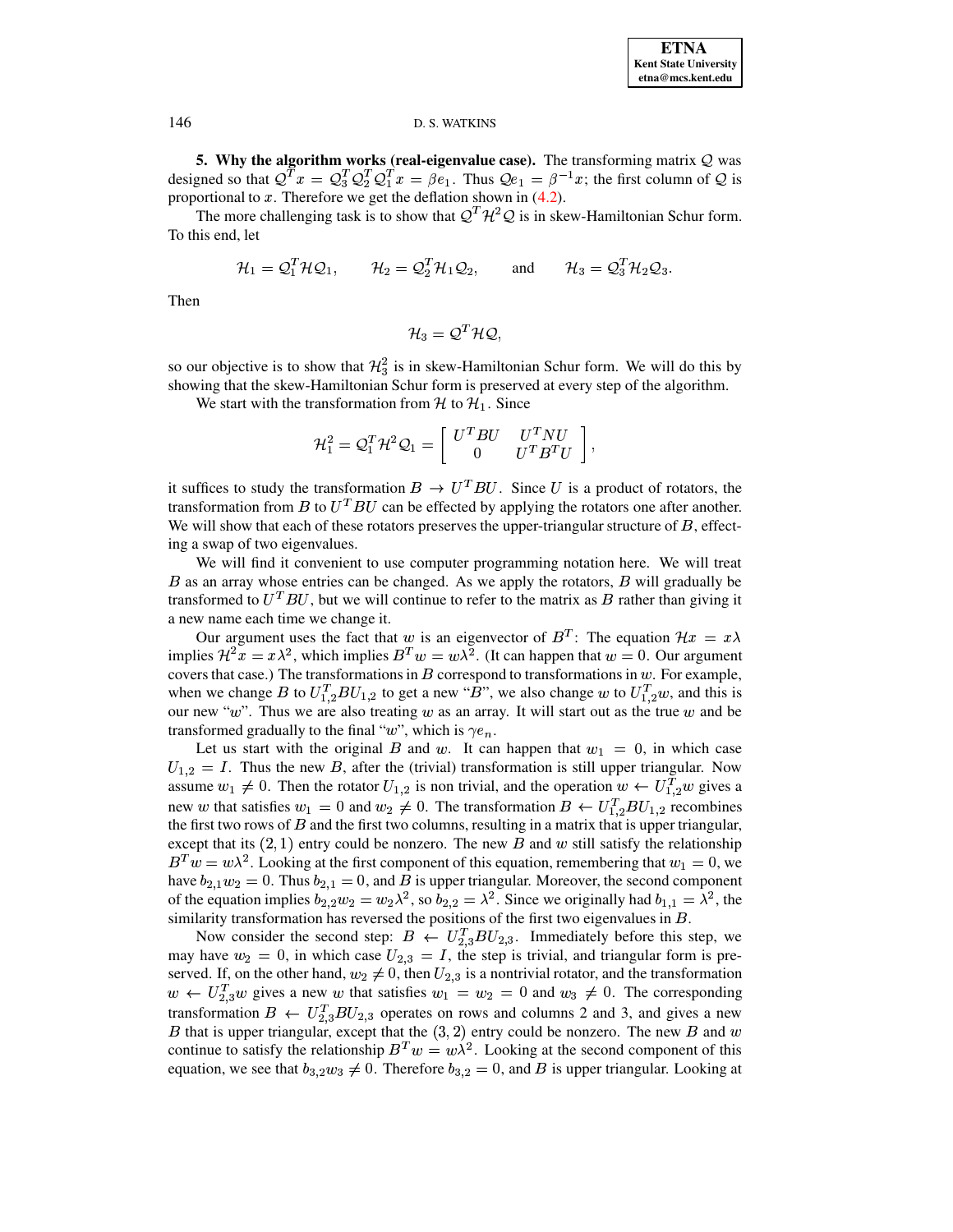**5. Why the algorithm works (real-eigenvalue case).** The transforming matrix $\mathcal{Q}$ was designed so that $\mathcal{Q}^T x = \mathcal{Q}_3^T \mathcal{Q}_2^T \mathcal{Q}_1^T x = \beta e_1$. Thus $\mathcal{Q} e_1 = \beta^{-1} x$; the first column of $\mathcal{Q}$ is proportional to $x$. Therefore we get the deflation shown in (4.2).

The more challenging task is to show that $\mathcal{Q}^T \mathcal{H}^2 \mathcal{Q}$ is in skew-Hamiltonian Schur form. To this end, let

$$\mathcal{H}_1 = \mathcal{Q}_1^T \mathcal{H} \mathcal{Q}_1, \qquad \mathcal{H}_2 = \mathcal{Q}_2^T \mathcal{H}_1 \mathcal{Q}_2, \qquad \text{and} \qquad \mathcal{H}_3 = \mathcal{Q}_3^T \mathcal{H}_2 \mathcal{Q}_3.$$

Then

$$\mathcal{H}_3 = \mathcal{Q}^T \mathcal{H} \mathcal{Q},$$

so our objective is to show that $\mathcal{H}_3^2$ is in skew-Hamiltonian Schur form. We will do this by showing that the skew-Hamiltonian Schur form is preserved at every step of the algorithm.

We start with the transformation from $\mathcal{H}$ to $\mathcal{H}_1$. Since

$$\mathcal{H}_1^2 = \mathcal{Q}_1^T \mathcal{H}^2 \mathcal{Q}_1 = \begin{bmatrix} U^T B U & U^T N U \\ 0 & U^T B^T U \end{bmatrix},$$

it suffices to study the transformation $B \to U^T B U$. Since $U$ is a product of rotators, the transformation from $B$ to $U^T B U$ can be effected by applying the rotators one after another. We will show that each of these rotators preserves the upper-triangular structure of $B$, effecting a swap of two eigenvalues.

We will find it convenient to use computer programming notation here. We will treat $B$ as an array whose entries can be changed. As we apply the rotators, $B$ will gradually be transformed to $U^T B U$, but we will continue to refer to the matrix as $B$ rather than giving it a new name each time we change it.

Our argument uses the fact that $w$ is an eigenvector of $B^T$: The equation $\mathcal{H} x = x\lambda$ implies $\mathcal{H}^2 x = x\lambda^2$, which implies $B^T w = w\lambda^2$. (It can happen that $w = 0$. Our argument covers that case.) The transformations in $B$ correspond to transformations in $w$. For example, when we change $B$ to $U_{1,2}^T B U_{1,2}$ to get a new "$B$", we also change $w$ to $U_{1,2}^T w$, and this is our new "$w$". Thus we are also treating $w$ as an array. It will start out as the true $w$ and be transformed gradually to the final "$w$", which is $\gamma e_n$.

Let us start with the original $B$ and $w$. It can happen that $w_1 = 0$, in which case $U_{1,2} = I$. Thus the new $B$, after the (trivial) transformation is still upper triangular. Now assume $w_1 \neq 0$. Then the rotator $U_{1,2}$ is non trivial, and the operation $w \leftarrow U_{1,2}^T w$ gives a new $w$ that satisfies $w_1 = 0$ and $w_2 \neq 0$. The transformation $B \leftarrow U_{1,2}^T B U_{1,2}$ recombines the first two rows of $B$ and the first two columns, resulting in a matrix that is upper triangular, except that its $(2,1)$ entry could be nonzero. The new $B$ and $w$ still satisfy the relationship $B^T w = w\lambda^2$. Looking at the first component of this equation, remembering that $w_1 = 0$, we have $b_{2,1} w_2 = 0$. Thus $b_{2,1} = 0$, and $B$ is upper triangular. Moreover, the second component of the equation implies $b_{2,2} w_2 = w_2 \lambda^2$, so $b_{2,2} = \lambda^2$. Since we originally had $b_{1,1} = \lambda^2$, the similarity transformation has reversed the positions of the first two eigenvalues in $B$.

Now consider the second step: $B \leftarrow U_{2,3}^T B U_{2,3}$. Immediately before this step, we may have $w_2 = 0$, in which case $U_{2,3} = I$, the step is trivial, and triangular form is preserved. If, on the other hand, $w_2 \neq 0$, then $U_{2,3}$ is a nontrivial rotator, and the transformation $w \leftarrow U_{2,3}^T w$ gives a new $w$ that satisfies $w_1 = w_2 = 0$ and $w_3 \neq 0$. The corresponding transformation $B \leftarrow U_{2,3}^T B U_{2,3}$ operates on rows and columns 2 and 3, and gives a new $B$ that is upper triangular, except that the $(3,2)$ entry could be nonzero. The new $B$ and $w$ continue to satisfy the relationship $B^T w = w\lambda^2$. Looking at the second component of this equation, we see that $b_{3,2} w_3 \neq 0$. Therefore $b_{3,2} = 0$, and $B$ is upper triangular. Looking at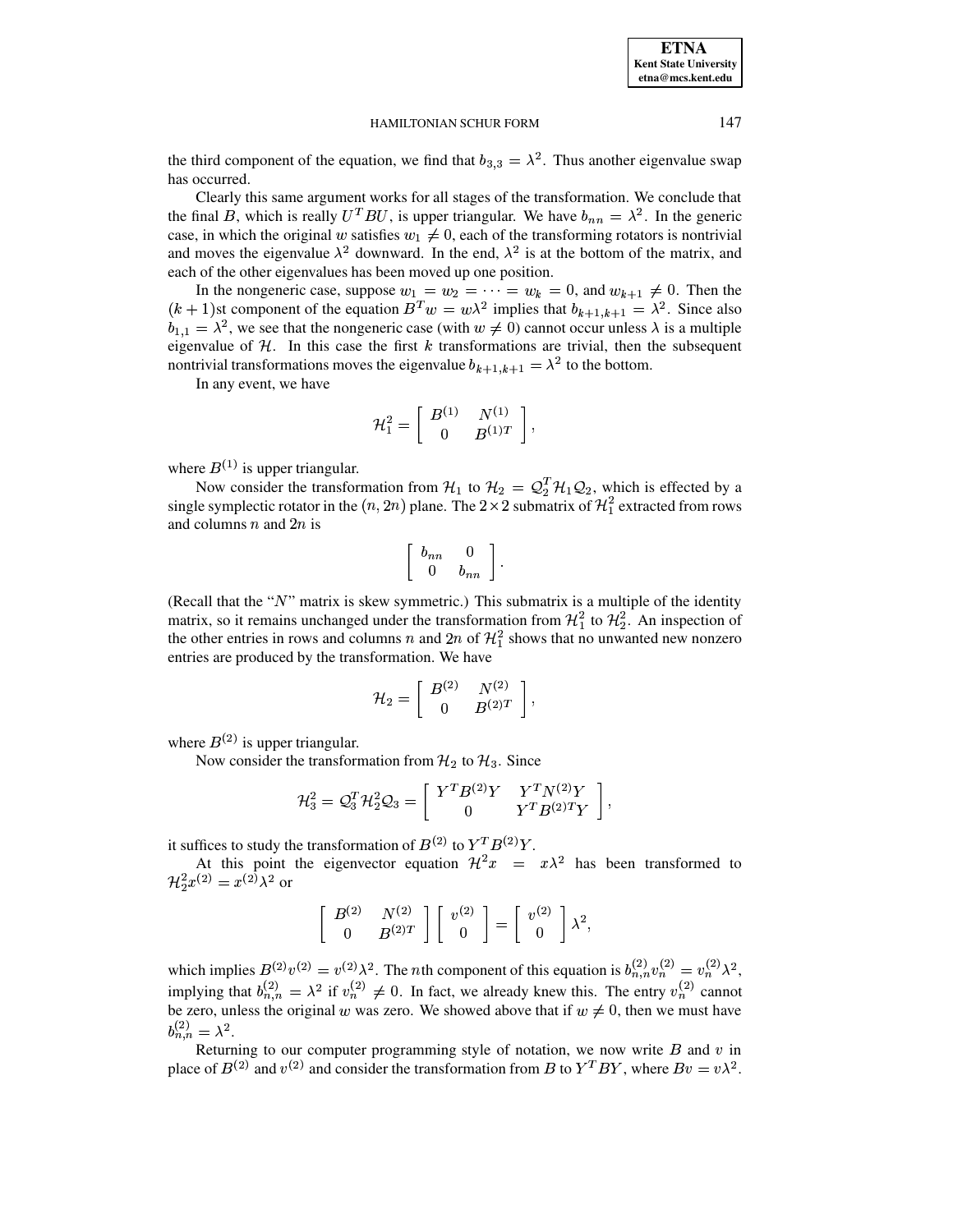the third component of the equation, we find that $b_{3,3} = \lambda^2$. Thus another eigenvalue swap has occurred.

Clearly this same argument works for all stages of the transformation. We conclude that the final $B$, which is really $U^T BU$, is upper triangular. We have $b_{nn} = \lambda^2$. In the generic case, in which the original $w$ satisfies $w_1 \neq 0$, each of the transforming rotators is nontrivial and moves the eigenvalue $\lambda^2$ downward. In the end, $\lambda^2$ is at the bottom of the matrix, and each of the other eigenvalues has been moved up one position.

In the nongeneric case, suppose $w_1 = w_2 = \cdots = w_k = 0$, and $w_{k+1} \neq 0$. Then the $(k+1)$st component of the equation $B^T w = w\lambda^2$ implies that $b_{k+1,k+1} = \lambda^2$. Since also $b_{1,1} = \lambda^2$, we see that the nongeneric case (with $w \neq 0$) cannot occur unless $\lambda$ is a multiple eigenvalue of $\mathcal{H}$. In this case the first $k$ transformations are trivial, then the subsequent nontrivial transformations moves the eigenvalue $b_{k+1,k+1} = \lambda^2$ to the bottom.

In any event, we have

$$\mathcal{H}_1^2 = \begin{bmatrix} B^{(1)} & N^{(1)} \\ 0 & B^{(1)T} \end{bmatrix},$$

where $B^{(1)}$ is upper triangular.

Now consider the transformation from $\mathcal{H}_1$ to $\mathcal{H}_2 = \mathcal{Q}_2^T \mathcal{H}_1 \mathcal{Q}_2$, which is effected by a single symplectic rotator in the $(n, 2n)$ plane. The $2 \times 2$ submatrix of $\mathcal{H}_1^2$ extracted from rows and columns $n$ and $2n$ is

$$\begin{bmatrix} b_{nn} & 0 \\ 0 & b_{nn} \end{bmatrix}.$$

(Recall that the "$N$" matrix is skew symmetric.) This submatrix is a multiple of the identity matrix, so it remains unchanged under the transformation from $\mathcal{H}_1^2$ to $\mathcal{H}_2^2$. An inspection of the other entries in rows and columns $n$ and $2n$ of $\mathcal{H}_1^2$ shows that no unwanted new nonzero entries are produced by the transformation. We have

$$\mathcal{H}_2 = \begin{bmatrix} B^{(2)} & N^{(2)} \\ 0 & B^{(2)T} \end{bmatrix},$$

where $B^{(2)}$ is upper triangular.

Now consider the transformation from $\mathcal{H}_2$ to $\mathcal{H}_3$. Since

$$\mathcal{H}_3^2 = \mathcal{Q}_3^T \mathcal{H}_2^2 \mathcal{Q}_3 = \begin{bmatrix} Y^T B^{(2)} Y & Y^T N^{(2)} Y \\ 0 & Y^T B^{(2)T} Y \end{bmatrix},$$

it suffices to study the transformation of $B^{(2)}$ to $Y^T B^{(2)} Y$.

At this point the eigenvector equation $\mathcal{H}^2 x = x\lambda^2$ has been transformed to $\mathcal{H}_2^2 x^{(2)} = x^{(2)} \lambda^2$ or

$$\begin{bmatrix} B^{(2)} & N^{(2)} \\ 0 & B^{(2)T} \end{bmatrix} \begin{bmatrix} v^{(2)} \\ 0 \end{bmatrix} = \begin{bmatrix} v^{(2)} \\ 0 \end{bmatrix} \lambda^2,$$

which implies $B^{(2)} v^{(2)} = v^{(2)} \lambda^2$. The $n$th component of this equation is $b_{n,n}^{(2)} v_n^{(2)} = v_n^{(2)} \lambda^2$, implying that $b_{n,n}^{(2)} = \lambda^2$ if $v_n^{(2)} \neq 0$. In fact, we already knew this. The entry $v_n^{(2)}$ cannot be zero, unless the original $w$ was zero. We showed above that if $w \neq 0$, then we must have $b_{n,n}^{(2)} = \lambda^2$.

Returning to our computer programming style of notation, we now write $B$ and $v$ in place of $B^{(2)}$ and $v^{(2)}$ and consider the transformation from $B$ to $Y^T BY$, where $Bv = v\lambda^2$.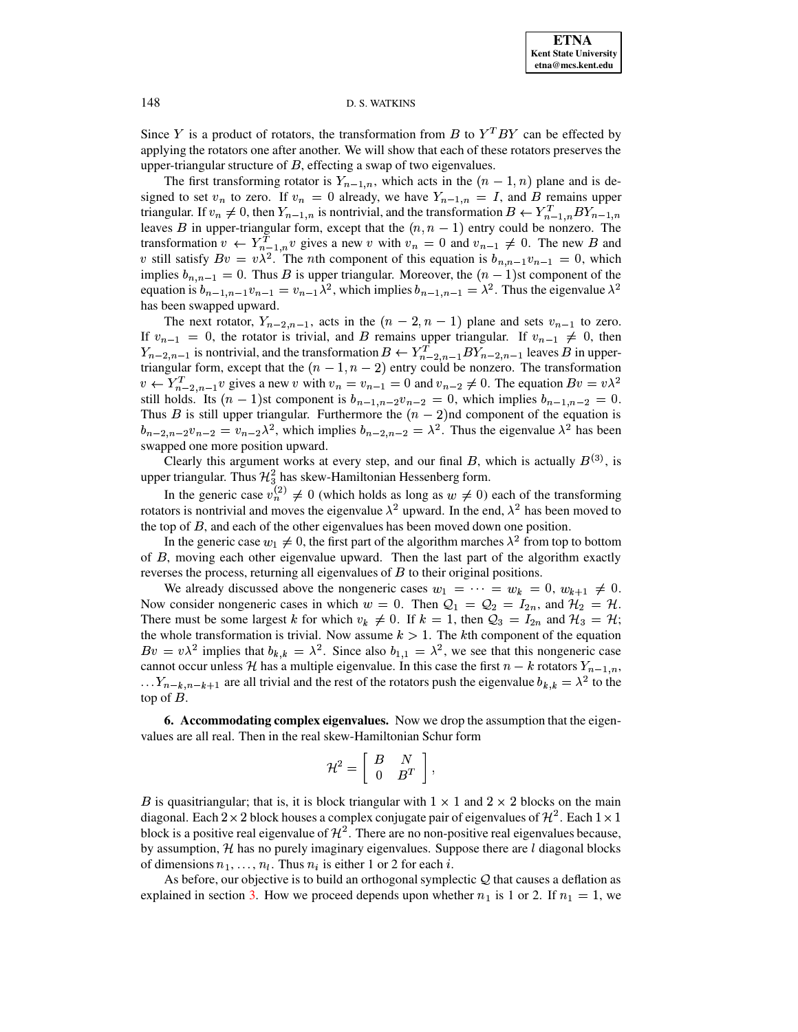Since $Y$ is a product of rotators, the transformation from $B$ to $Y^TBY$ can be effected by applying the rotators one after another. We will show that each of these rotators preserves the upper-triangular structure of $B$, effecting a swap of two eigenvalues.

The first transforming rotator is $Y_{n-1,n}$, which acts in the $(n-1, n)$ plane and is designed to set $v_n$ to zero. If $v_n = 0$ already, we have $Y_{n-1,n} = I$, and $B$ remains upper triangular. If $v_n \neq 0$, then $Y_{n-1,n}$ is nontrivial, and the transformation $B \leftarrow Y_{n-1,n}^T B Y_{n-1,n}$ leaves $B$ in upper-triangular form, except that the $(n, n-1)$ entry could be nonzero. The transformation $v \leftarrow Y_{n-1,n}^T v$ gives a new $v$ with $v_n = 0$ and $v_{n-1} \neq 0$. The new $B$ and $v$ still satisfy $Bv = v\lambda^2$. The $n$th component of this equation is $b_{n,n-1}v_{n-1} = 0$, which implies $b_{n,n-1} = 0$. Thus $B$ is upper triangular. Moreover, the $(n-1)$st component of the equation is $b_{n-1,n-1}v_{n-1} = v_{n-1}\lambda^2$, which implies $b_{n-1,n-1} = \lambda^2$. Thus the eigenvalue $\lambda^2$ has been swapped upward.

The next rotator, $Y_{n-2,n-1}$, acts in the $(n-2, n-1)$ plane and sets $v_{n-1}$ to zero. If $v_{n-1} = 0$, the rotator is trivial, and $B$ remains upper triangular. If $v_{n-1} \neq 0$, then $Y_{n-2,n-1}$ is nontrivial, and the transformation $B \leftarrow Y_{n-2,n-1}^T B Y_{n-2,n-1}$ leaves $B$ in upper-triangular form, except that the $(n-1, n-2)$ entry could be nonzero. The transformation $v \leftarrow Y_{n-2,n-1}^T v$ gives a new $v$ with $v_n = v_{n-1} = 0$ and $v_{n-2} \neq 0$. The equation $Bv = v\lambda^2$ still holds. Its $(n-1)$st component is $b_{n-1,n-2}v_{n-2} = 0$, which implies $b_{n-1,n-2} = 0$. Thus $B$ is still upper triangular. Furthermore the $(n-2)$nd component of the equation is $b_{n-2,n-2}v_{n-2} = v_{n-2}\lambda^2$, which implies $b_{n-2,n-2} = \lambda^2$. Thus the eigenvalue $\lambda^2$ has been swapped one more position upward.

Clearly this argument works at every step, and our final $B$, which is actually $B^{(3)}$, is upper triangular. Thus $\mathcal{H}_3^2$ has skew-Hamiltonian Hessenberg form.

In the generic case $v_n^{(2)} \neq 0$ (which holds as long as $w \neq 0$) each of the transforming rotators is nontrivial and moves the eigenvalue $\lambda^2$ upward. In the end, $\lambda^2$ has been moved to the top of $B$, and each of the other eigenvalues has been moved down one position.

In the generic case $w_1 \neq 0$, the first part of the algorithm marches $\lambda^2$ from top to bottom of $B$, moving each other eigenvalue upward. Then the last part of the algorithm exactly reverses the process, returning all eigenvalues of $B$ to their original positions.

We already discussed above the nongeneric cases $w_1 = \cdots = w_k = 0$, $w_{k+1} \neq 0$. Now consider nongeneric cases in which $w = 0$. Then $\mathcal{Q}_1 = \mathcal{Q}_2 = I_{2n}$, and $\mathcal{H}_2 = \mathcal{H}$. There must be some largest $k$ for which $v_k \neq 0$. If $k = 1$, then $\mathcal{Q}_3 = I_{2n}$ and $\mathcal{H}_3 = \mathcal{H}$; the whole transformation is trivial. Now assume $k > 1$. The $k$th component of the equation $Bv = v\lambda^2$ implies that $b_{k,k} = \lambda^2$. Since also $b_{1,1} = \lambda^2$, we see that this nongeneric case cannot occur unless $\mathcal{H}$ has a multiple eigenvalue. In this case the first $n-k$ rotators $Y_{n-1,n}$, $\ldots Y_{n-k,n-k+1}$ are all trivial and the rest of the rotators push the eigenvalue $b_{k,k} = \lambda^2$ to the top of $B$.

## 6. Accommodating complex eigenvalues.

Now we drop the assumption that the eigenvalues are all real. Then in the real skew-Hamiltonian Schur form

$$\mathcal{H}^2 = \begin{bmatrix} B & N \\ 0 & B^T \end{bmatrix},$$

$B$ is quasitriangular; that is, it is block triangular with $1 \times 1$ and $2 \times 2$ blocks on the main diagonal. Each $2 \times 2$ block houses a complex conjugate pair of eigenvalues of $\mathcal{H}^2$. Each $1 \times 1$ block is a positive real eigenvalue of $\mathcal{H}^2$. There are no non-positive real eigenvalues because, by assumption, $\mathcal{H}$ has no purely imaginary eigenvalues. Suppose there are $l$ diagonal blocks of dimensions $n_1, \ldots, n_l$. Thus $n_i$ is either 1 or 2 for each $i$.

As before, our objective is to build an orthogonal symplectic $\mathcal{Q}$ that causes a deflation as explained in section 3. How we proceed depends upon whether $n_1$ is 1 or 2. If $n_1 = 1$, we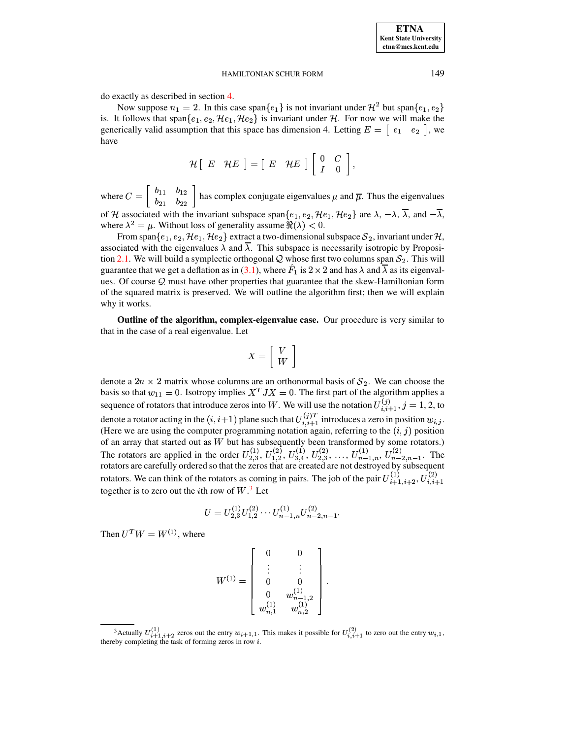do exactly as described in section 4.

Now suppose $n_1 = 2$. In this case span$\{e_1\}$ is not invariant under $\mathcal{H}^2$ but span$\{e_1, e_2\}$ is. It follows that span$\{e_1, e_2, \mathcal{H}e_1, \mathcal{H}e_2\}$ is invariant under $\mathcal{H}$. For now we will make the generically valid assumption that this space has dimension 4. Letting $E = \begin{bmatrix} e_1 & e_2 \end{bmatrix}$, we have

$$\mathcal{H} \begin{bmatrix} E & \mathcal{H}E \end{bmatrix} = \begin{bmatrix} E & \mathcal{H}E \end{bmatrix} \begin{bmatrix} 0 & C \\ I & 0 \end{bmatrix},$$

where $C = \begin{bmatrix} b_{11} & b_{12} \\ b_{21} & b_{22} \end{bmatrix}$ has complex conjugate eigenvalues $\mu$ and $\overline{\mu}$. Thus the eigenvalues of $\mathcal{H}$ associated with the invariant subspace span$\{e_1, e_2, \mathcal{H}e_1, \mathcal{H}e_2\}$ are $\lambda$, $-\lambda$, $\overline{\lambda}$, and $-\overline{\lambda}$, where $\lambda^2 = \mu$. Without loss of generality assume $\Re(\lambda) < 0$.

From span$\{e_1, e_2, \mathcal{H}e_1, \mathcal{H}e_2\}$ extract a two-dimensional subspace $\mathcal{S}_2$, invariant under $\mathcal{H}$, associated with the eigenvalues $\lambda$ and $\overline{\lambda}$. This subspace is necessarily isotropic by Proposition 2.1. We will build a symplectic orthogonal $\mathcal{Q}$ whose first two columns span $\mathcal{S}_2$. This will guarantee that we get a deflation as in (3.1), where $\hat{F}_1$ is $2 \times 2$ and has $\lambda$ and $\overline{\lambda}$ as its eigenvalues. Of course $\mathcal{Q}$ must have other properties that guarantee that the skew-Hamiltonian form of the squared matrix is preserved. We will outline the algorithm first; then we will explain why it works.

**Outline of the algorithm, complex-eigenvalue case.** Our procedure is very similar to that in the case of a real eigenvalue. Let

$$X = \begin{bmatrix} V \\ W \end{bmatrix}$$

denote a $2n \times 2$ matrix whose columns are an orthonormal basis of $\mathcal{S}_2$. We can choose the basis so that $w_{11} = 0$. Isotropy implies $X^T J X = 0$. The first part of the algorithm applies a sequence of rotators that introduce zeros into $W$. We will use the notation $U_{i,i+1}^{(j)}$, $j = 1, 2$, to denote a rotator acting in the $(i, i+1)$ plane such that $U_{i,i+1}^{(j)T}$ introduces a zero in position $w_{i,j}$. (Here we are using the computer programming notation again, referring to the $(i, j)$ position of an array that started out as $W$ but has subsequently been transformed by some rotators.) The rotators are applied in the order $U_{2,3}^{(1)}$, $U_{1,2}^{(2)}$, $U_{3,4}^{(1)}$, $U_{2,3}^{(2)}$, $\ldots$, $U_{n-1,n}^{(1)}$, $U_{n-2,n-1}^{(2)}$. The rotators are carefully ordered so that the zeros that are created are not destroyed by subsequent rotators. We can think of the rotators as coming in pairs. The job of the pair $U_{i+1,i+2}^{(1)}, U_{i,i+1}^{(2)}$ together is to zero out the $i$th row of $W$.[3] Let

$$U = U_{2,3}^{(1)} U_{1,2}^{(2)} \cdots U_{n-1,n}^{(1)} U_{n-2,n-1}^{(2)}.$$

Then $U^T W = W^{(1)}$, where

$$W^{(1)} = \begin{bmatrix} 0 & 0 \\ \vdots & \vdots \\ 0 & 0 \\ 0 & w_{n-1,2}^{(1)} \\ w_{n,1}^{(1)} & w_{n,2}^{(1)} \end{bmatrix}.$$

[3] Actually $U_{i+1,i+2}^{(1)}$ zeros out the entry $w_{i+1,1}$. This makes it possible for $U_{i,i+1}^{(2)}$ to zero out the entry $w_{i,1}$, thereby completing the task of forming zeros in row $i$.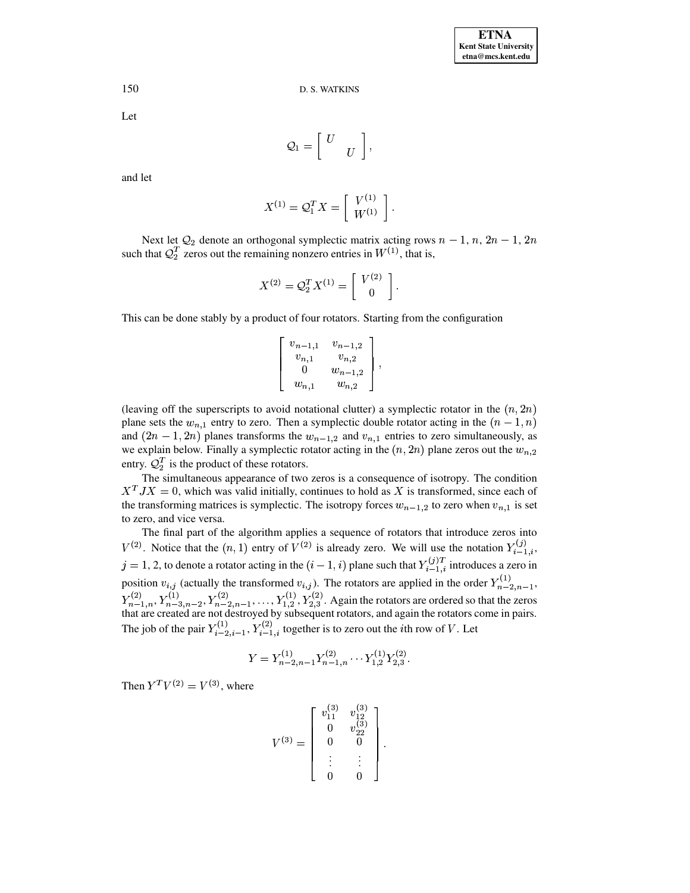Let

$$
\mathcal{Q}_1 = \begin{bmatrix} U & \\ & U \end{bmatrix},
$$

and let

$$
X^{(1)} = \mathcal{Q}_1^T X = \begin{bmatrix} V^{(1)} \\ W^{(1)} \end{bmatrix}.
$$

Next let $\mathcal{Q}_2$ denote an orthogonal symplectic matrix acting rows $n-1$, $n$, $2n-1$, $2n$ such that $\mathcal{Q}_2^T$ zeros out the remaining nonzero entries in $W^{(1)}$, that is,

$$
X^{(2)} = \mathcal{Q}_2^T X^{(1)} = \begin{bmatrix} V^{(2)} \\ 0 \end{bmatrix}.
$$

This can be done stably by a product of four rotators. Starting from the configuration

$$
\begin{bmatrix} v_{n-1,1} & v_{n-1,2} \\ v_{n,1} & v_{n,2} \\ 0 & w_{n-1,2} \\ w_{n,1} & w_{n,2} \end{bmatrix},
$$

(leaving off the superscripts to avoid notational clutter) a symplectic rotator in the $(n, 2n)$ plane sets the $w_{n,1}$ entry to zero. Then a symplectic double rotator acting in the $(n-1, n)$ and $(2n-1, 2n)$ planes transforms the $w_{n-1,2}$ and $v_{n,1}$ entries to zero simultaneously, as we explain below. Finally a symplectic rotator acting in the $(n, 2n)$ plane zeros out the $w_{n,2}$ entry. $\mathcal{Q}_2^T$ is the product of these rotators.

The simultaneous appearance of two zeros is a consequence of isotropy. The condition $X^T J X = 0$, which was valid initially, continues to hold as $X$ is transformed, since each of the transforming matrices is symplectic. The isotropy forces $w_{n-1,2}$ to zero when $v_{n,1}$ is set to zero, and vice versa.

The final part of the algorithm applies a sequence of rotators that introduce zeros into $V^{(2)}$. Notice that the $(n, 1)$ entry of $V^{(2)}$ is already zero. We will use the notation $Y_{i-1,i}^{(j)}$, $j = 1, 2$, to denote a rotator acting in the $(i-1, i)$ plane such that $Y_{i-1,i}^{(j)T}$ introduces a zero in position $v_{i,j}$ (actually the transformed $v_{i,j}$). The rotators are applied in the order $Y_{n-2,n-1}^{(1)}$, $Y_{n-1,n}^{(2)}, Y_{n-3,n-2}^{(1)}, Y_{n-2,n-1}^{(2)}, \ldots, Y_{1,2}^{(1)}, Y_{2,3}^{(2)}$. Again the rotators are ordered so that the zeros that are created are not destroyed by subsequent rotators, and again the rotators come in pairs. The job of the pair $Y_{i-2,i-1}^{(1)}, Y_{i-1,i}^{(2)}$ together is to zero out the $i$th row of $V$. Let

$$
Y = Y_{n-2,n-1}^{(1)} Y_{n-1,n}^{(2)} \cdots Y_{1,2}^{(1)} Y_{2,3}^{(2)}.
$$

Then $Y^T V^{(2)} = V^{(3)}$, where

$$
V^{(3)} = \begin{bmatrix} v_{11}^{(3)} & v_{12}^{(3)} \\ 0 & v_{22}^{(3)} \\ 0 & 0 \\ \vdots & \vdots \\ 0 & 0 \end{bmatrix}.
$$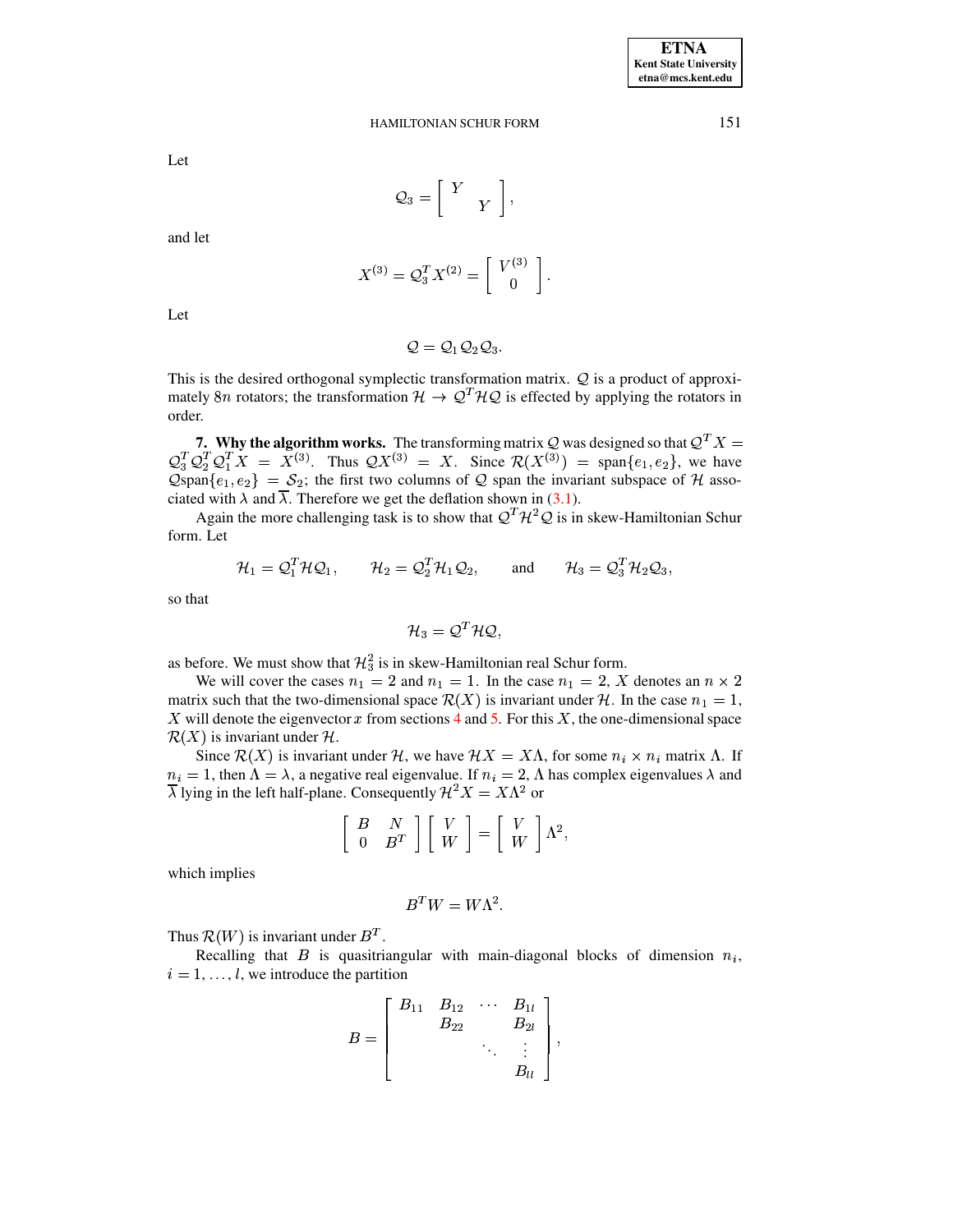Let

$$\mathcal{Q}_3 = \begin{bmatrix} Y & \\ & Y \end{bmatrix},$$

and let

$$X^{(3)} = \mathcal{Q}_3^T X^{(2)} = \begin{bmatrix} V^{(3)} \\ 0 \end{bmatrix}.$$

Let

$$\mathcal{Q} = \mathcal{Q}_1 \mathcal{Q}_2 \mathcal{Q}_3.$$

This is the desired orthogonal symplectic transformation matrix. $\mathcal{Q}$ is a product of approximately $8n$ rotators; the transformation $\mathcal{H} \to \mathcal{Q}^T \mathcal{H} \mathcal{Q}$ is effected by applying the rotators in order.

**7. Why the algorithm works.** The transforming matrix $\mathcal{Q}$ was designed so that $\mathcal{Q}^T X = \mathcal{Q}_3^T \mathcal{Q}_2^T \mathcal{Q}_1^T X = X^{(3)}$. Thus $\mathcal{Q} X^{(3)} = X$. Since $\mathcal{R}(X^{(3)}) = \text{span}\{e_1, e_2\}$, we have $\mathcal{Q}\text{span}\{e_1, e_2\} = \mathcal{S}_2$; the first two columns of $\mathcal{Q}$ span the invariant subspace of $\mathcal{H}$ associated with $\lambda$ and $\overline{\lambda}$. Therefore we get the deflation shown in (3.1).

Again the more challenging task is to show that $\mathcal{Q}^T \mathcal{H}^2 \mathcal{Q}$ is in skew-Hamiltonian Schur form. Let

$$\mathcal{H}_1 = \mathcal{Q}_1^T \mathcal{H} \mathcal{Q}_1, \qquad \mathcal{H}_2 = \mathcal{Q}_2^T \mathcal{H}_1 \mathcal{Q}_2, \qquad \text{and} \qquad \mathcal{H}_3 = \mathcal{Q}_3^T \mathcal{H}_2 \mathcal{Q}_3,$$

so that

$$\mathcal{H}_3 = \mathcal{Q}^T \mathcal{H} \mathcal{Q},$$

as before. We must show that $\mathcal{H}_3^2$ is in skew-Hamiltonian real Schur form.

We will cover the cases $n_1 = 2$ and $n_1 = 1$. In the case $n_1 = 2$, $X$ denotes an $n \times 2$ matrix such that the two-dimensional space $\mathcal{R}(X)$ is invariant under $\mathcal{H}$. In the case $n_1 = 1$, $X$ will denote the eigenvector $x$ from sections 4 and 5. For this $X$, the one-dimensional space $\mathcal{R}(X)$ is invariant under $\mathcal{H}$.

Since $\mathcal{R}(X)$ is invariant under $\mathcal{H}$, we have $\mathcal{H}X = X\Lambda$, for some $n_i \times n_i$ matrix $\Lambda$. If $n_i = 1$, then $\Lambda = \lambda$, a negative real eigenvalue. If $n_i = 2$, $\Lambda$ has complex eigenvalues $\lambda$ and $\overline{\lambda}$ lying in the left half-plane. Consequently $\mathcal{H}^2 X = X\Lambda^2$ or

$$\begin{bmatrix} B & N \\ 0 & B^T \end{bmatrix} \begin{bmatrix} V \\ W \end{bmatrix} = \begin{bmatrix} V \\ W \end{bmatrix} \Lambda^2,$$

which implies

$$B^T W = W \Lambda^2.$$

Thus $\mathcal{R}(W)$ is invariant under $B^T$.

Recalling that $B$ is quasitriangular with main-diagonal blocks of dimension $n_i$, $i = 1, \dots, l$, we introduce the partition

$$B = \begin{bmatrix} B_{11} & B_{12} & \cdots & B_{1l} \\ & B_{22} & & B_{2l} \\ & & \ddots & \vdots \\ & & & B_{ll} \end{bmatrix},$$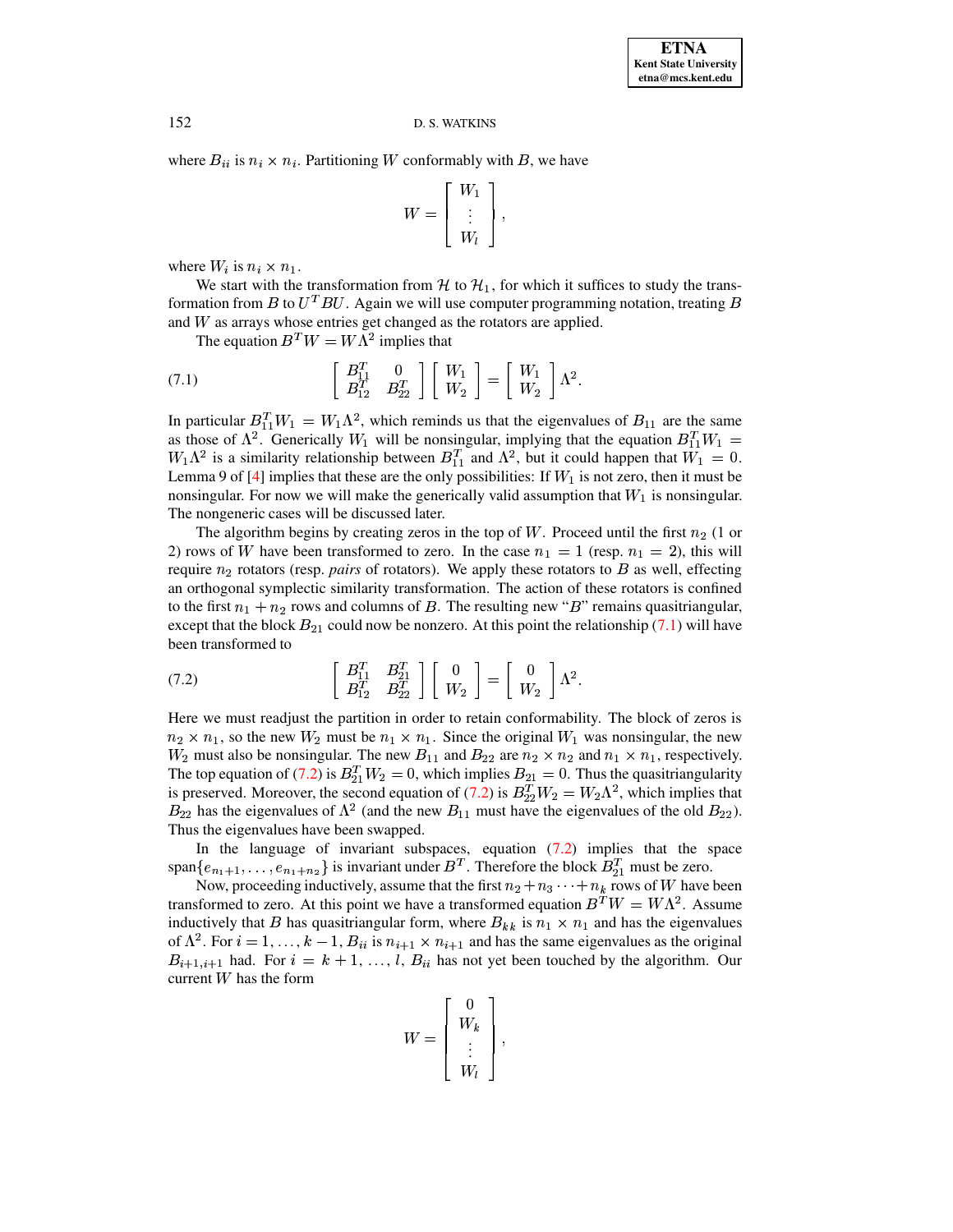where $B_{ii}$ is $n_i \times n_i$. Partitioning $W$ conformably with $B$, we have

$$W = \begin{bmatrix} W_1 \\ \vdots \\ W_l \end{bmatrix},$$

where $W_i$ is $n_i \times n_1$.

We start with the transformation from $\mathcal{H}$ to $\mathcal{H}_1$, for which it suffices to study the transformation from $B$ to $U^T BU$. Again we will use computer programming notation, treating $B$ and $W$ as arrays whose entries get changed as the rotators are applied.

The equation $B^T W = W\Lambda^2$ implies that

$$\begin{bmatrix} B_{11}^T & 0 \\ B_{12}^T & B_{22}^T \end{bmatrix} \begin{bmatrix} W_1 \\ W_2 \end{bmatrix} = \begin{bmatrix} W_1 \\ W_2 \end{bmatrix} \Lambda^2. \tag{7.1}$$

In particular $B_{11}^T W_1 = W_1 \Lambda^2$, which reminds us that the eigenvalues of $B_{11}$ are the same as those of $\Lambda^2$. Generically $W_1$ will be nonsingular, implying that the equation $B_{11}^T W_1 = W_1 \Lambda^2$ is a similarity relationship between $B_{11}^T$ and $\Lambda^2$, but it could happen that $W_1 = 0$. Lemma 9 of [4] implies that these are the only possibilities: If $W_1$ is not zero, then it must be nonsingular. For now we will make the generically valid assumption that $W_1$ is nonsingular. The nongeneric cases will be discussed later.

The algorithm begins by creating zeros in the top of $W$. Proceed until the first $n_2$ (1 or 2) rows of $W$ have been transformed to zero. In the case $n_1 = 1$ (resp. $n_1 = 2$), this will require $n_2$ rotators (resp. *pairs* of rotators). We apply these rotators to $B$ as well, effecting an orthogonal symplectic similarity transformation. The action of these rotators is confined to the first $n_1 + n_2$ rows and columns of $B$. The resulting new "$B$" remains quasitriangular, except that the block $B_{21}$ could now be nonzero. At this point the relationship (7.1) will have been transformed to

$$\begin{bmatrix} B_{11}^T & B_{21}^T \\ B_{12}^T & B_{22}^T \end{bmatrix} \begin{bmatrix} 0 \\ W_2 \end{bmatrix} = \begin{bmatrix} 0 \\ W_2 \end{bmatrix} \Lambda^2. \tag{7.2}$$

Here we must readjust the partition in order to retain conformability. The block of zeros is $n_2 \times n_1$, so the new $W_2$ must be $n_1 \times n_1$. Since the original $W_1$ was nonsingular, the new $W_2$ must also be nonsingular. The new $B_{11}$ and $B_{22}$ are $n_2 \times n_2$ and $n_1 \times n_1$, respectively. The top equation of (7.2) is $B_{21}^T W_2 = 0$, which implies $B_{21} = 0$. Thus the quasitriangularity is preserved. Moreover, the second equation of (7.2) is $B_{22}^T W_2 = W_2 \Lambda^2$, which implies that $B_{22}$ has the eigenvalues of $\Lambda^2$ (and the new $B_{11}$ must have the eigenvalues of the old $B_{22}$). Thus the eigenvalues have been swapped.

In the language of invariant subspaces, equation (7.2) implies that the space $\text{span}\{e_{n_1+1}, \ldots, e_{n_1+n_2}\}$ is invariant under $B^T$. Therefore the block $B_{21}^T$ must be zero.

Now, proceeding inductively, assume that the first $n_2 + n_3 \cdots + n_k$ rows of $W$ have been transformed to zero. At this point we have a transformed equation $B^T W = W\Lambda^2$. Assume inductively that $B$ has quasitriangular form, where $B_{kk}$ is $n_1 \times n_1$ and has the eigenvalues of $\Lambda^2$. For $i = 1, \ldots, k-1$, $B_{ii}$ is $n_{i+1} \times n_{i+1}$ and has the same eigenvalues as the original $B_{i+1,i+1}$ had. For $i = k+1, \ldots, l$, $B_{ii}$ has not yet been touched by the algorithm. Our current $W$ has the form

$$W = \begin{bmatrix} 0 \\ W_k \\ \vdots \\ W_l \end{bmatrix},$$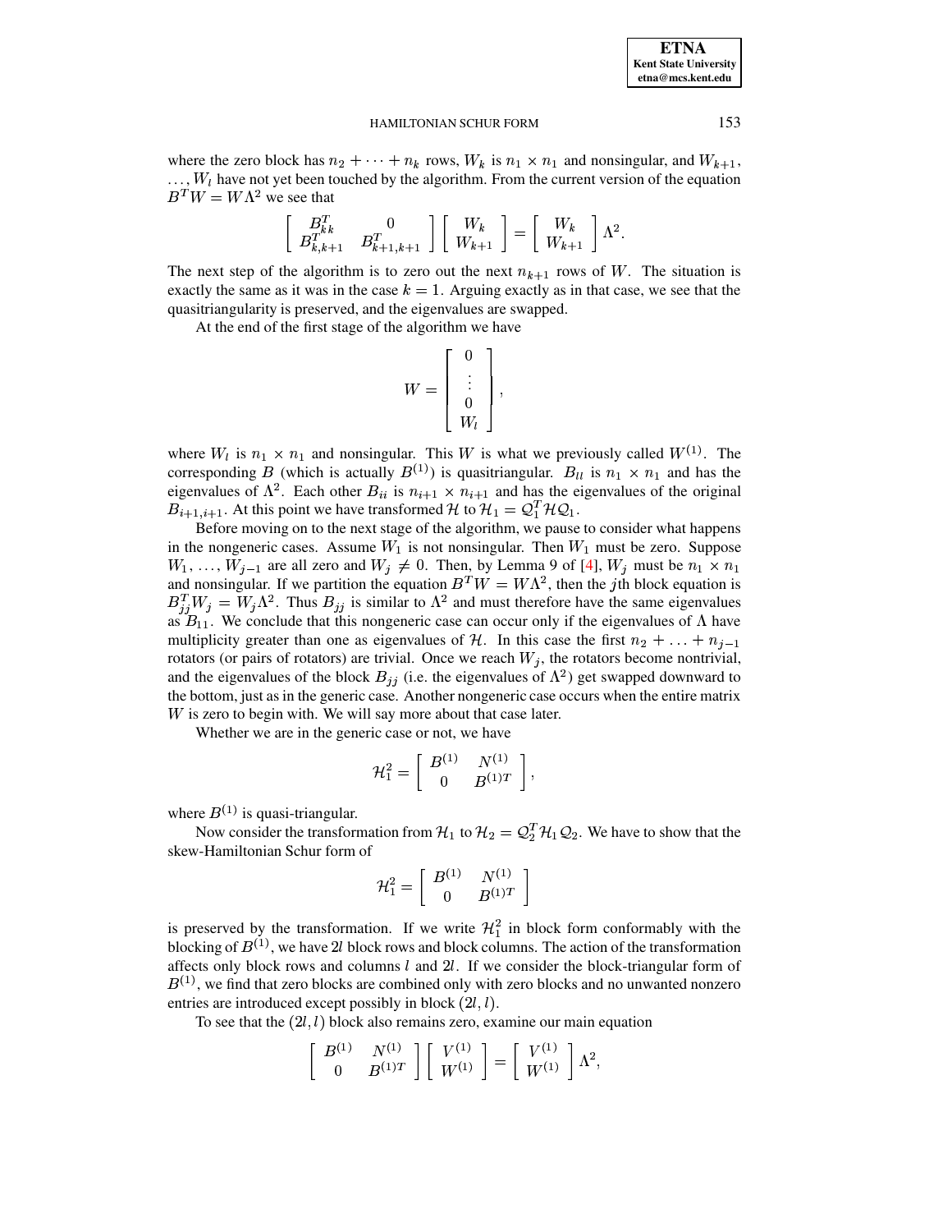where the zero block has $n_2 + \cdots + n_k$ rows, $W_k$ is $n_1 \times n_1$ and nonsingular, and $W_{k+1}$, $\ldots, W_l$ have not yet been touched by the algorithm. From the current version of the equation $B^T W = W\Lambda^2$ we see that

$$\begin{bmatrix} B_{kk}^T & 0 \\ B_{k,k+1}^T & B_{k+1,k+1}^T \end{bmatrix} \begin{bmatrix} W_k \\ W_{k+1} \end{bmatrix} = \begin{bmatrix} W_k \\ W_{k+1} \end{bmatrix} \Lambda^2.$$

The next step of the algorithm is to zero out the next $n_{k+1}$ rows of $W$. The situation is exactly the same as it was in the case $k = 1$. Arguing exactly as in that case, we see that the quasitriangularity is preserved, and the eigenvalues are swapped.

At the end of the first stage of the algorithm we have

$$W = \begin{bmatrix} 0 \\ \vdots \\ 0 \\ W_l \end{bmatrix},$$

where $W_l$ is $n_1 \times n_1$ and nonsingular. This $W$ is what we previously called $W^{(1)}$. The corresponding $B$ (which is actually $B^{(1)}$) is quasitriangular. $B_{ll}$ is $n_1 \times n_1$ and has the eigenvalues of $\Lambda^2$. Each other $B_{ii}$ is $n_{i+1} \times n_{i+1}$ and has the eigenvalues of the original $B_{i+1,i+1}$. At this point we have transformed $\mathcal{H}$ to $\mathcal{H}_1 = \mathcal{Q}_1^T \mathcal{H} \mathcal{Q}_1$.

Before moving on to the next stage of the algorithm, we pause to consider what happens in the nongeneric cases. Assume $W_1$ is not nonsingular. Then $W_1$ must be zero. Suppose $W_1, \ldots, W_{j-1}$ are all zero and $W_j \neq 0$. Then, by Lemma 9 of [4], $W_j$ must be $n_1 \times n_1$ and nonsingular. If we partition the equation $B^T W = W\Lambda^2$, then the $j$th block equation is $B_{jj}^T W_j = W_j \Lambda^2$. Thus $B_{jj}$ is similar to $\Lambda^2$ and must therefore have the same eigenvalues as $B_{11}$. We conclude that this nongeneric case can occur only if the eigenvalues of $\Lambda$ have multiplicity greater than one as eigenvalues of $\mathcal{H}$. In this case the first $n_2 + \ldots + n_{j-1}$ rotators (or pairs of rotators) are trivial. Once we reach $W_j$, the rotators become nontrivial, and the eigenvalues of the block $B_{jj}$ (i.e. the eigenvalues of $\Lambda^2$) get swapped downward to the bottom, just as in the generic case. Another nongeneric case occurs when the entire matrix $W$ is zero to begin with. We will say more about that case later.

Whether we are in the generic case or not, we have

$$\mathcal{H}_1^2 = \begin{bmatrix} B^{(1)} & N^{(1)} \\ 0 & B^{(1)T} \end{bmatrix},$$

where $B^{(1)}$ is quasi-triangular.

Now consider the transformation from $\mathcal{H}_1$ to $\mathcal{H}_2 = \mathcal{Q}_2^T \mathcal{H}_1 \mathcal{Q}_2$. We have to show that the skew-Hamiltonian Schur form of

$$\mathcal{H}_1^2 = \begin{bmatrix} B^{(1)} & N^{(1)} \\ 0 & B^{(1)T} \end{bmatrix}$$

is preserved by the transformation. If we write $\mathcal{H}_1^2$ in block form conformably with the blocking of $B^{(1)}$, we have $2l$ block rows and block columns. The action of the transformation affects only block rows and columns $l$ and $2l$. If we consider the block-triangular form of $B^{(1)}$, we find that zero blocks are combined only with zero blocks and no unwanted nonzero entries are introduced except possibly in block $(2l, l)$.

To see that the $(2l, l)$ block also remains zero, examine our main equation

$$\begin{bmatrix} B^{(1)} & N^{(1)} \\ 0 & B^{(1)T} \end{bmatrix} \begin{bmatrix} V^{(1)} \\ W^{(1)} \end{bmatrix} = \begin{bmatrix} V^{(1)} \\ W^{(1)} \end{bmatrix} \Lambda^2,$$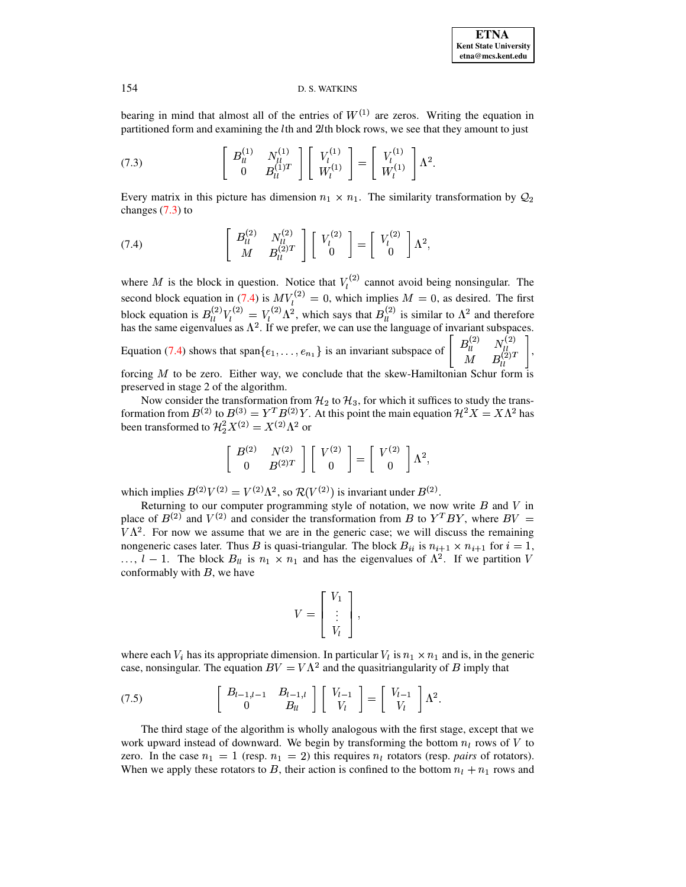bearing in mind that almost all of the entries of $W^{(1)}$ are zeros. Writing the equation in partitioned form and examining the $l$th and $2l$th block rows, we see that they amount to just

$$\begin{bmatrix} B_{ll}^{(1)} & N_{ll}^{(1)} \\ 0 & B_{ll}^{(1)T} \end{bmatrix} \begin{bmatrix} V_l^{(1)} \\ W_l^{(1)} \end{bmatrix} = \begin{bmatrix} V_l^{(1)} \\ W_l^{(1)} \end{bmatrix} \Lambda^2. \tag{7.3}$$

Every matrix in this picture has dimension $n_1 \times n_1$. The similarity transformation by $\mathcal{Q}_2$ changes (7.3) to

$$\begin{bmatrix} B_{ll}^{(2)} & N_{ll}^{(2)} \\ M & B_{ll}^{(2)T} \end{bmatrix} \begin{bmatrix} V_l^{(2)} \\ 0 \end{bmatrix} = \begin{bmatrix} V_l^{(2)} \\ 0 \end{bmatrix} \Lambda^2, \tag{7.4}$$

where $M$ is the block in question. Notice that $V_l^{(2)}$ cannot avoid being nonsingular. The second block equation in (7.4) is $MV_l^{(2)} = 0$, which implies $M = 0$, as desired. The first block equation is $B_{ll}^{(2)} V_l^{(2)} = V_l^{(2)} \Lambda^2$, which says that $B_{ll}^{(2)}$ is similar to $\Lambda^2$ and therefore has the same eigenvalues as $\Lambda^2$. If we prefer, we can use the language of invariant subspaces. Equation (7.4) shows that $\text{span}\{e_1, \ldots, e_{n_1}\}$ is an invariant subspace of $\begin{bmatrix} B_{ll}^{(2)} & N_{ll}^{(2)} \\ M & B_{ll}^{(2)T} \end{bmatrix}$, forcing $M$ to be zero. Either way, we conclude that the skew-Hamiltonian Schur form is preserved in stage 2 of the algorithm.

Now consider the transformation from $\mathcal{H}_2$ to $\mathcal{H}_3$, for which it suffices to study the transformation from $B^{(2)}$ to $B^{(3)} = Y^T B^{(2)} Y$. At this point the main equation $\mathcal{H}^2 X = X\Lambda^2$ has been transformed to $\mathcal{H}_2^2 X^{(2)} = X^{(2)} \Lambda^2$ or

$$\begin{bmatrix} B^{(2)} & N^{(2)} \\ 0 & B^{(2)T} \end{bmatrix} \begin{bmatrix} V^{(2)} \\ 0 \end{bmatrix} = \begin{bmatrix} V^{(2)} \\ 0 \end{bmatrix} \Lambda^2,$$

which implies $B^{(2)} V^{(2)} = V^{(2)} \Lambda^2$, so $\mathcal{R}(V^{(2)})$ is invariant under $B^{(2)}$.

Returning to our computer programming style of notation, we now write $B$ and $V$ in place of $B^{(2)}$ and $V^{(2)}$ and consider the transformation from $B$ to $Y^T BY$, where $BV = V\Lambda^2$. For now we assume that we are in the generic case; we will discuss the remaining nongeneric cases later. Thus $B$ is quasi-triangular. The block $B_{ii}$ is $n_{i+1} \times n_{i+1}$ for $i = 1, \ldots, l-1$. The block $B_{ll}$ is $n_1 \times n_1$ and has the eigenvalues of $\Lambda^2$. If we partition $V$ conformably with $B$, we have

$$V = \begin{bmatrix} V_1 \\ \vdots \\ V_l \end{bmatrix},$$

where each $V_i$ has its appropriate dimension. In particular $V_l$ is $n_1 \times n_1$ and is, in the generic case, nonsingular. The equation $BV = V\Lambda^2$ and the quasitriangularity of $B$ imply that

$$\begin{bmatrix} B_{l-1,l-1} & B_{l-1,l} \\ 0 & B_{ll} \end{bmatrix} \begin{bmatrix} V_{l-1} \\ V_l \end{bmatrix} = \begin{bmatrix} V_{l-1} \\ V_l \end{bmatrix} \Lambda^2. \tag{7.5}$$

The third stage of the algorithm is wholly analogous with the first stage, except that we work upward instead of downward. We begin by transforming the bottom $n_l$ rows of $V$ to zero. In the case $n_1 = 1$ (resp. $n_1 = 2$) this requires $n_l$ rotators (resp. *pairs* of rotators). When we apply these rotators to $B$, their action is confined to the bottom $n_l + n_1$ rows and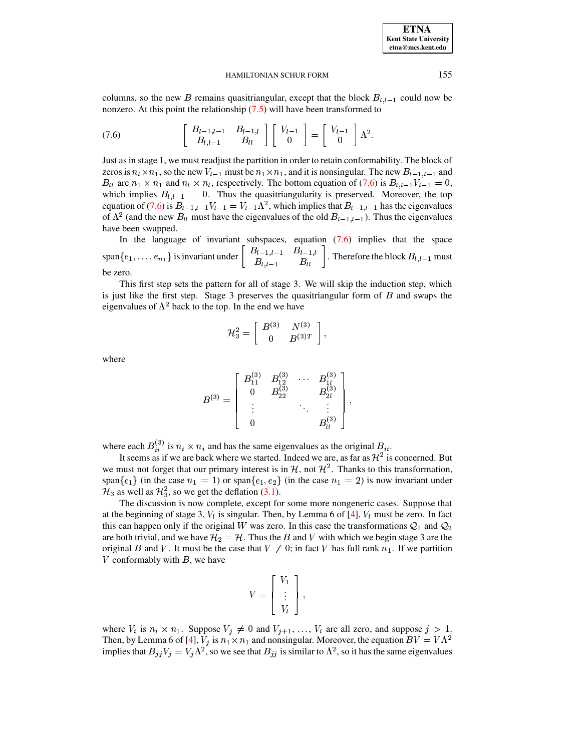columns, so the new $B$ remains quasitriangular, except that the block $B_{l,l-1}$ could now be nonzero. At this point the relationship (7.5) will have been transformed to

$$\begin{bmatrix} B_{l-1,l-1} & B_{l-1,l} \\ B_{l,l-1} & B_{ll} \end{bmatrix} \begin{bmatrix} V_{l-1} \\ 0 \end{bmatrix} = \begin{bmatrix} V_{l-1} \\ 0 \end{bmatrix} \Lambda^2. \tag{7.6}$$

Just as in stage 1, we must readjust the partition in order to retain conformability. The block of zeros is $n_l \times n_1$, so the new $V_{l-1}$ must be $n_1 \times n_1$, and it is nonsingular. The new $B_{l-1,l-1}$ and $B_{ll}$ are $n_1 \times n_1$ and $n_l \times n_l$, respectively. The bottom equation of (7.6) is $B_{l,l-1}V_{l-1} = 0$, which implies $B_{l,l-1} = 0$. Thus the quasitriangularity is preserved. Moreover, the top equation of (7.6) is $B_{l-1,l-1}V_{l-1} = V_{l-1}\Lambda^2$, which implies that $B_{l-1,l-1}$ has the eigenvalues of $\Lambda^2$ (and the new $B_{ll}$ must have the eigenvalues of the old $B_{l-1,l-1}$). Thus the eigenvalues have been swapped.

In the language of invariant subspaces, equation (7.6) implies that the space $\text{span}\{e_1, \ldots, e_{n_1}\}$ is invariant under $\begin{bmatrix} B_{l-1,l-1} & B_{l-1,l} \\ B_{l,l-1} & B_{ll} \end{bmatrix}$. Therefore the block $B_{l,l-1}$ must be zero.

This first step sets the pattern for all of stage 3. We will skip the induction step, which is just like the first step. Stage 3 preserves the quasitriangular form of $B$ and swaps the eigenvalues of $\Lambda^2$ back to the top. In the end we have

$$\mathcal{H}_3^2 = \begin{bmatrix} B^{(3)} & N^{(3)} \\ 0 & B^{(3)T} \end{bmatrix},$$

where

$$B^{(3)} = \begin{bmatrix} B_{11}^{(3)} & B_{12}^{(3)} & \cdots & B_{1l}^{(3)} \\ 0 & B_{22}^{(3)} & & B_{2l}^{(3)} \\ \vdots & & \ddots & \vdots \\ 0 & & & B_{ll}^{(3)} \end{bmatrix},$$

where each $B_{ii}^{(3)}$ is $n_i \times n_i$ and has the same eigenvalues as the original $B_{ii}$.

It seems as if we are back where we started. Indeed we are, as far as $\mathcal{H}^2$ is concerned. But we must not forget that our primary interest is in $\mathcal{H}$, not $\mathcal{H}^2$. Thanks to this transformation, $\text{span}\{e_1\}$ (in the case $n_1 = 1$) or $\text{span}\{e_1, e_2\}$ (in the case $n_1 = 2$) is now invariant under $\mathcal{H}_3$ as well as $\mathcal{H}_3^2$, so we get the deflation (3.1).

The discussion is now complete, except for some more nongeneric cases. Suppose that at the beginning of stage 3, $V_l$ is singular. Then, by Lemma 6 of [4], $V_l$ must be zero. In fact this can happen only if the original $W$ was zero. In this case the transformations $\mathcal{Q}_1$ and $\mathcal{Q}_2$ are both trivial, and we have $\mathcal{H}_2 = \mathcal{H}$. Thus the $B$ and $V$ with which we begin stage 3 are the original $B$ and $V$. It must be the case that $V \neq 0$; in fact $V$ has full rank $n_1$. If we partition $V$ conformably with $B$, we have

$$V = \begin{bmatrix} V_1 \\ \vdots \\ V_l \end{bmatrix},$$

where $V_i$ is $n_i \times n_1$. Suppose $V_j \neq 0$ and $V_{j+1}, \ldots, V_l$ are all zero, and suppose $j > 1$. Then, by Lemma 6 of [4], $V_j$ is $n_1 \times n_1$ and nonsingular. Moreover, the equation $BV = V\Lambda^2$ implies that $B_{jj}V_j = V_j\Lambda^2$, so we see that $B_{jj}$ is similar to $\Lambda^2$, so it has the same eigenvalues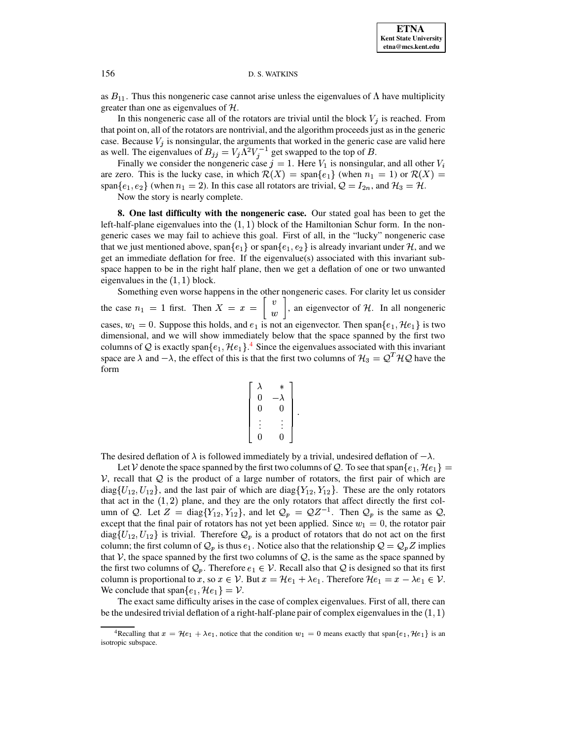as $B_{11}$. Thus this nongeneric case cannot arise unless the eigenvalues of $\Lambda$ have multiplicity greater than one as eigenvalues of $\mathcal{H}$.

In this nongeneric case all of the rotators are trivial until the block $V_j$ is reached. From that point on, all of the rotators are nontrivial, and the algorithm proceeds just as in the generic case. Because $V_j$ is nonsingular, the arguments that worked in the generic case are valid here as well. The eigenvalues of $B_{jj} = V_j \Lambda^2 V_j^{-1}$ get swapped to the top of $B$.

Finally we consider the nongeneric case $j = 1$. Here $V_1$ is nonsingular, and all other $V_i$ are zero. This is the lucky case, in which $\mathcal{R}(X) = \text{span}\{e_1\}$ (when $n_1 = 1$) or $\mathcal{R}(X) = \text{span}\{e_1, e_2\}$ (when $n_1 = 2$). In this case all rotators are trivial, $\mathcal{Q} = I_{2n}$, and $\mathcal{H}_3 = \mathcal{H}$.

Now the story is nearly complete.

**8. One last difficulty with the nongeneric case.** Our stated goal has been to get the left-half-plane eigenvalues into the $(1,1)$ block of the Hamiltonian Schur form. In the nongeneric cases we may fail to achieve this goal. First of all, in the "lucky" nongeneric case that we just mentioned above, $\text{span}\{e_1\}$ or $\text{span}\{e_1, e_2\}$ is already invariant under $\mathcal{H}$, and we get an immediate deflation for free. If the eigenvalue(s) associated with this invariant subspace happen to be in the right half plane, then we get a deflation of one or two unwanted eigenvalues in the $(1,1)$ block.

Something even worse happens in the other nongeneric cases. For clarity let us consider the case $n_1 = 1$ first. Then $X = x = \begin{bmatrix} v \\ w \end{bmatrix}$, an eigenvector of $\mathcal{H}$. In all nongeneric cases, $w_1 = 0$. Suppose this holds, and $e_1$ is not an eigenvector. Then $\text{span}\{e_1, \mathcal{H}e_1\}$ is two dimensional, and we will show immediately below that the space spanned by the first two columns of $\mathcal{Q}$ is exactly $\text{span}\{e_1, \mathcal{H}e_1\}$.[4] Since the eigenvalues associated with this invariant space are $\lambda$ and $-\lambda$, the effect of this is that the first two columns of $\mathcal{H}_3 = \mathcal{Q}^T \mathcal{H} \mathcal{Q}$ have the form

$$\begin{bmatrix} \lambda & * \\ 0 & -\lambda \\ 0 & 0 \\ \vdots & \vdots \\ 0 & 0 \end{bmatrix}.$$

The desired deflation of $\lambda$ is followed immediately by a trivial, undesired deflation of $-\lambda$.

Let $\mathcal{V}$ denote the space spanned by the first two columns of $\mathcal{Q}$. To see that $\text{span}\{e_1, \mathcal{H}e_1\} = \mathcal{V}$, recall that $\mathcal{Q}$ is the product of a large number of rotators, the first pair of which are $\text{diag}\{U_{12}, U_{12}\}$, and the last pair of which are $\text{diag}\{Y_{12}, Y_{12}\}$. These are the only rotators that act in the $(1,2)$ plane, and they are the only rotators that affect directly the first column of $\mathcal{Q}$. Let $Z = \text{diag}\{Y_{12}, Y_{12}\}$, and let $\mathcal{Q}_p = \mathcal{Q}Z^{-1}$. Then $\mathcal{Q}_p$ is the same as $\mathcal{Q}$, except that the final pair of rotators has not yet been applied. Since $w_1 = 0$, the rotator pair $\text{diag}\{U_{12}, U_{12}\}$ is trivial. Therefore $\mathcal{Q}_p$ is a product of rotators that do not act on the first column; the first column of $\mathcal{Q}_p$ is thus $e_1$. Notice also that the relationship $\mathcal{Q} = \mathcal{Q}_p Z$ implies that $\mathcal{V}$, the space spanned by the first two columns of $\mathcal{Q}$, is the same as the space spanned by the first two columns of $\mathcal{Q}_p$. Therefore $e_1 \in \mathcal{V}$. Recall also that $\mathcal{Q}$ is designed so that its first column is proportional to $x$, so $x \in \mathcal{V}$. But $x = \mathcal{H}e_1 + \lambda e_1$. Therefore $\mathcal{H}e_1 = x - \lambda e_1 \in \mathcal{V}$. We conclude that $\text{span}\{e_1, \mathcal{H}e_1\} = \mathcal{V}$.

The exact same difficulty arises in the case of complex eigenvalues. First of all, there can be the undesired trivial deflation of a right-half-plane pair of complex eigenvalues in the $(1,1)$

---

[4] Recalling that $x = \mathcal{H}e_1 + \lambda e_1$, notice that the condition $w_1 = 0$ means exactly that $\text{span}\{e_1, \mathcal{H}e_1\}$ is an isotropic subspace.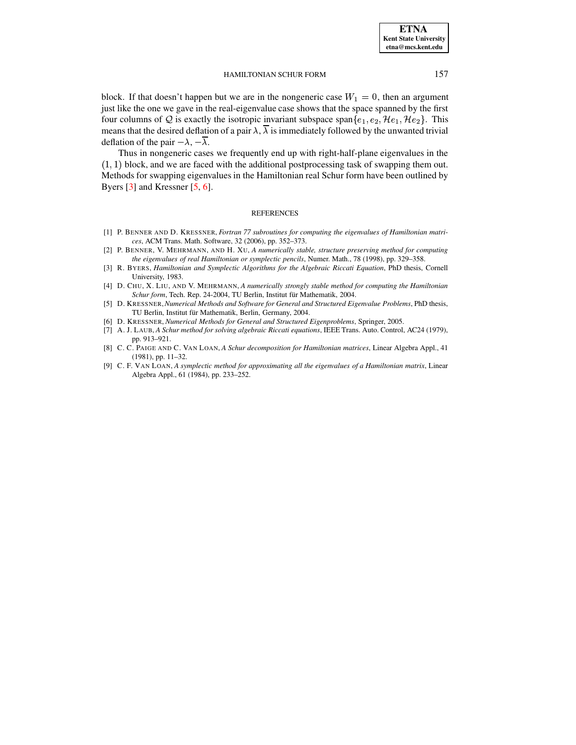block. If that doesn't happen but we are in the nongeneric case $W_1 = 0$, then an argument just like the one we gave in the real-eigenvalue case shows that the space spanned by the first four columns of $\mathcal{Q}$ is exactly the isotropic invariant subspace $\text{span}\{e_1, e_2, \mathcal{H}e_1, \mathcal{H}e_2\}$. This means that the desired deflation of a pair $\lambda, \overline{\lambda}$ is immediately followed by the unwanted trivial deflation of the pair $-\lambda, -\overline{\lambda}$.

Thus in nongeneric cases we frequently end up with right-half-plane eigenvalues in the $(1, 1)$ block, and we are faced with the additional postprocessing task of swapping them out. Methods for swapping eigenvalues in the Hamiltonian real Schur form have been outlined by Byers [3] and Kressner [5, 6].

## REFERENCES

[1] P. Benner and D. Kressner, *Fortran 77 subroutines for computing the eigenvalues of Hamiltonian matrices*, ACM Trans. Math. Software, 32 (2006), pp. 352–373.

[2] P. Benner, V. Mehrmann, and H. Xu, *A numerically stable, structure preserving method for computing the eigenvalues of real Hamiltonian or symplectic pencils*, Numer. Math., 78 (1998), pp. 329–358.

[3] R. Byers, *Hamiltonian and Symplectic Algorithms for the Algebraic Riccati Equation*, PhD thesis, Cornell University, 1983.

[4] D. Chu, X. Liu, and V. Mehrmann, *A numerically strongly stable method for computing the Hamiltonian Schur form*, Tech. Rep. 24-2004, TU Berlin, Institut für Mathematik, 2004.

[5] D. Kressner, *Numerical Methods and Software for General and Structured Eigenvalue Problems*, PhD thesis, TU Berlin, Institut für Mathematik, Berlin, Germany, 2004.

[6] D. Kressner, *Numerical Methods for General and Structured Eigenproblems*, Springer, 2005.

[7] A. J. Laub, *A Schur method for solving algebraic Riccati equations*, IEEE Trans. Auto. Control, AC24 (1979), pp. 913–921.

[8] C. C. Paige and C. Van Loan, *A Schur decomposition for Hamiltonian matrices*, Linear Algebra Appl., 41 (1981), pp. 11–32.

[9] C. F. Van Loan, *A symplectic method for approximating all the eigenvalues of a Hamiltonian matrix*, Linear Algebra Appl., 61 (1984), pp. 233–252.